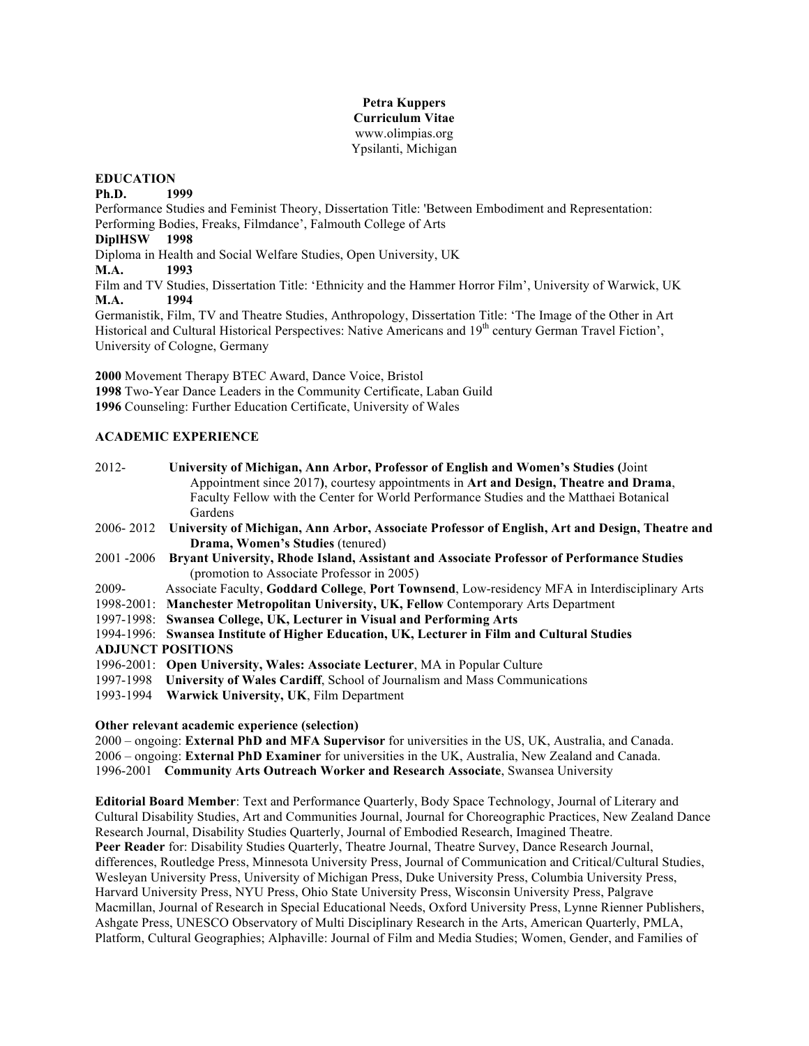**Petra Kuppers**
**Curriculum Vitae**
www.olimpias.org
Ypsilanti, Michigan

## EDUCATION

**Ph.D. 1999**
Performance Studies and Feminist Theory, Dissertation Title: 'Between Embodiment and Representation: Performing Bodies, Freaks, Filmdance', Falmouth College of Arts

**DiplHSW 1998**
Diploma in Health and Social Welfare Studies, Open University, UK

**M.A. 1993**
Film and TV Studies, Dissertation Title: 'Ethnicity and the Hammer Horror Film', University of Warwick, UK

**M.A. 1994**
Germanistik, Film, TV and Theatre Studies, Anthropology, Dissertation Title: 'The Image of the Other in Art Historical and Cultural Historical Perspectives: Native Americans and 19th century German Travel Fiction', University of Cologne, Germany

**2000** Movement Therapy BTEC Award, Dance Voice, Bristol
**1998** Two-Year Dance Leaders in the Community Certificate, Laban Guild
**1996** Counseling: Further Education Certificate, University of Wales

## ACADEMIC EXPERIENCE

2012- **University of Michigan, Ann Arbor, Professor of English and Women's Studies (**Joint Appointment since 2017**)**, courtesy appointments in **Art and Design, Theatre and Drama**, Faculty Fellow with the Center for World Performance Studies and the Matthaei Botanical Gardens

2006- 2012 **University of Michigan, Ann Arbor, Associate Professor of English, Art and Design, Theatre and Drama, Women's Studies** (tenured)

2001 -2006 **Bryant University, Rhode Island, Assistant and Associate Professor of Performance Studies** (promotion to Associate Professor in 2005)

2009- Associate Faculty, **Goddard College**, **Port Townsend**, Low-residency MFA in Interdisciplinary Arts

1998-2001: **Manchester Metropolitan University, UK, Fellow** Contemporary Arts Department

1997-1998: **Swansea College, UK, Lecturer in Visual and Performing Arts**

1994-1996: **Swansea Institute of Higher Education, UK, Lecturer in Film and Cultural Studies**

**ADJUNCT POSITIONS**

1996-2001: **Open University, Wales: Associate Lecturer**, MA in Popular Culture

1997-1998 **University of Wales Cardiff**, School of Journalism and Mass Communications

1993-1994 **Warwick University, UK**, Film Department

**Other relevant academic experience (selection)**

2000 – ongoing: **External PhD and MFA Supervisor** for universities in the US, UK, Australia, and Canada.
2006 – ongoing: **External PhD Examiner** for universities in the UK, Australia, New Zealand and Canada.
1996-2001 **Community Arts Outreach Worker and Research Associate**, Swansea University

**Editorial Board Member**: Text and Performance Quarterly, Body Space Technology, Journal of Literary and Cultural Disability Studies, Art and Communities Journal, Journal for Choreographic Practices, New Zealand Dance Research Journal, Disability Studies Quarterly, Journal of Embodied Research, Imagined Theatre.

**Peer Reader** for: Disability Studies Quarterly, Theatre Journal, Theatre Survey, Dance Research Journal, differences, Routledge Press, Minnesota University Press, Journal of Communication and Critical/Cultural Studies, Wesleyan University Press, University of Michigan Press, Duke University Press, Columbia University Press, Harvard University Press, NYU Press, Ohio State University Press, Wisconsin University Press, Palgrave Macmillan, Journal of Research in Special Educational Needs, Oxford University Press, Lynne Rienner Publishers, Ashgate Press, UNESCO Observatory of Multi Disciplinary Research in the Arts, American Quarterly, PMLA, Platform, Cultural Geographies; Alphaville: Journal of Film and Media Studies; Women, Gender, and Families of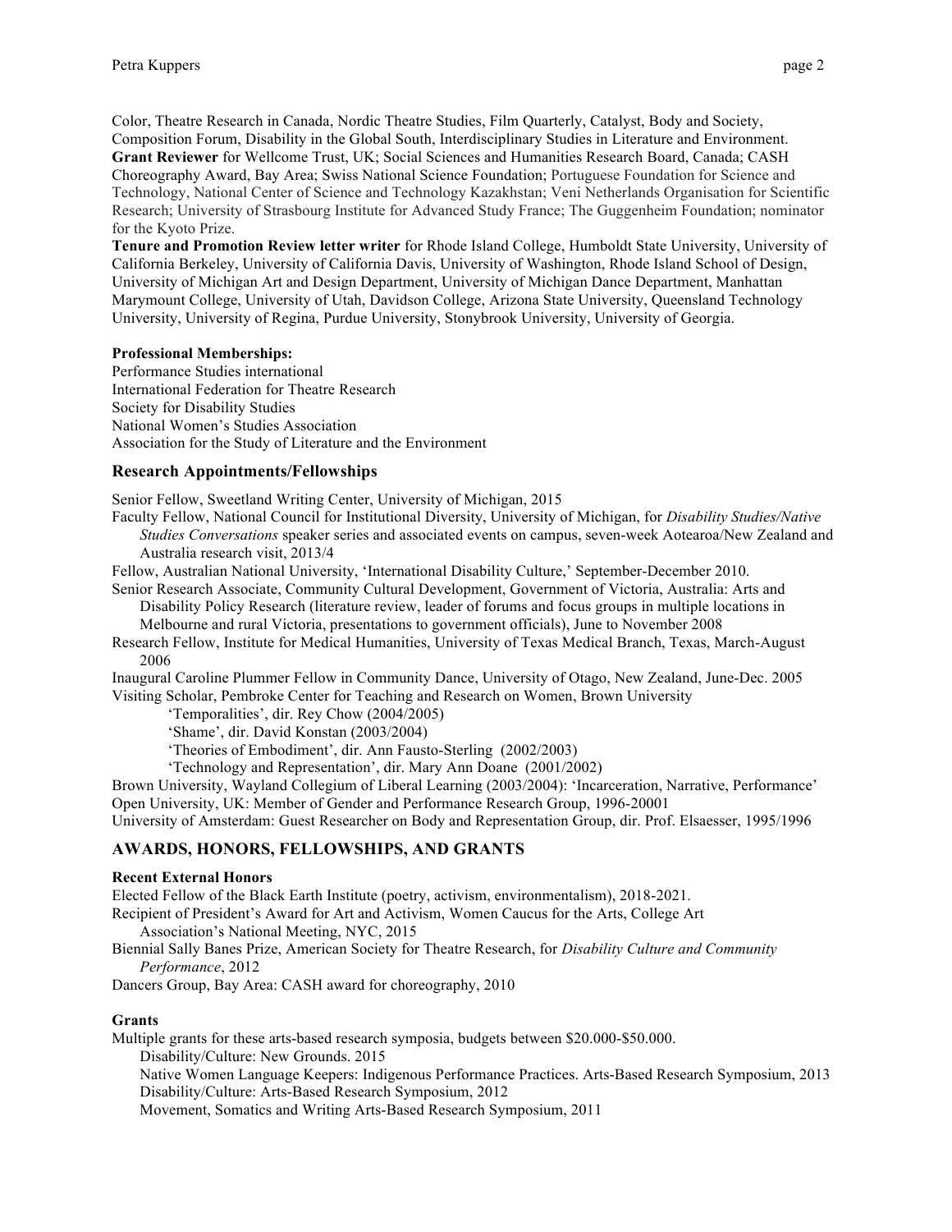Color, Theatre Research in Canada, Nordic Theatre Studies, Film Quarterly, Catalyst, Body and Society, Composition Forum, Disability in the Global South, Interdisciplinary Studies in Literature and Environment.
**Grant Reviewer** for Wellcome Trust, UK; Social Sciences and Humanities Research Board, Canada; CASH Choreography Award, Bay Area; Swiss National Science Foundation; Portuguese Foundation for Science and Technology, National Center of Science and Technology Kazakhstan; Veni Netherlands Organisation for Scientific Research; University of Strasbourg Institute for Advanced Study France; The Guggenheim Foundation; nominator for the Kyoto Prize.
**Tenure and Promotion Review letter writer** for Rhode Island College, Humboldt State University, University of California Berkeley, University of California Davis, University of Washington, Rhode Island School of Design, University of Michigan Art and Design Department, University of Michigan Dance Department, Manhattan Marymount College, University of Utah, Davidson College, Arizona State University, Queensland Technology University, University of Regina, Purdue University, Stonybrook University, University of Georgia.

**Professional Memberships:**
Performance Studies international
International Federation for Theatre Research
Society for Disability Studies
National Women's Studies Association
Association for the Study of Literature and the Environment

### Research Appointments/Fellowships

Senior Fellow, Sweetland Writing Center, University of Michigan, 2015
Faculty Fellow, National Council for Institutional Diversity, University of Michigan, for *Disability Studies/Native Studies Conversations* speaker series and associated events on campus, seven-week Aotearoa/New Zealand and Australia research visit, 2013/4
Fellow, Australian National University, 'International Disability Culture,' September-December 2010.
Senior Research Associate, Community Cultural Development, Government of Victoria, Australia: Arts and Disability Policy Research (literature review, leader of forums and focus groups in multiple locations in Melbourne and rural Victoria, presentations to government officials), June to November 2008
Research Fellow, Institute for Medical Humanities, University of Texas Medical Branch, Texas, March-August 2006
Inaugural Caroline Plummer Fellow in Community Dance, University of Otago, New Zealand, June-Dec. 2005
Visiting Scholar, Pembroke Center for Teaching and Research on Women, Brown University
- 'Temporalities', dir. Rey Chow (2004/2005)
- 'Shame', dir. David Konstan (2003/2004)
- 'Theories of Embodiment', dir. Ann Fausto-Sterling (2002/2003)
- 'Technology and Representation', dir. Mary Ann Doane (2001/2002)

Brown University, Wayland Collegium of Liberal Learning (2003/2004): 'Incarceration, Narrative, Performance'
Open University, UK: Member of Gender and Performance Research Group, 1996-20001
University of Amsterdam: Guest Researcher on Body and Representation Group, dir. Prof. Elsaesser, 1995/1996

## AWARDS, HONORS, FELLOWSHIPS, AND GRANTS

**Recent External Honors**
Elected Fellow of the Black Earth Institute (poetry, activism, environmentalism), 2018-2021.
Recipient of President's Award for Art and Activism, Women Caucus for the Arts, College Art Association's National Meeting, NYC, 2015
Biennial Sally Banes Prize, American Society for Theatre Research, for *Disability Culture and Community Performance*, 2012
Dancers Group, Bay Area: CASH award for choreography, 2010

**Grants**
Multiple grants for these arts-based research symposia, budgets between $20.000-$50.000.
- Disability/Culture: New Grounds. 2015
- Native Women Language Keepers: Indigenous Performance Practices. Arts-Based Research Symposium, 2013
- Disability/Culture: Arts-Based Research Symposium, 2012
- Movement, Somatics and Writing Arts-Based Research Symposium, 2011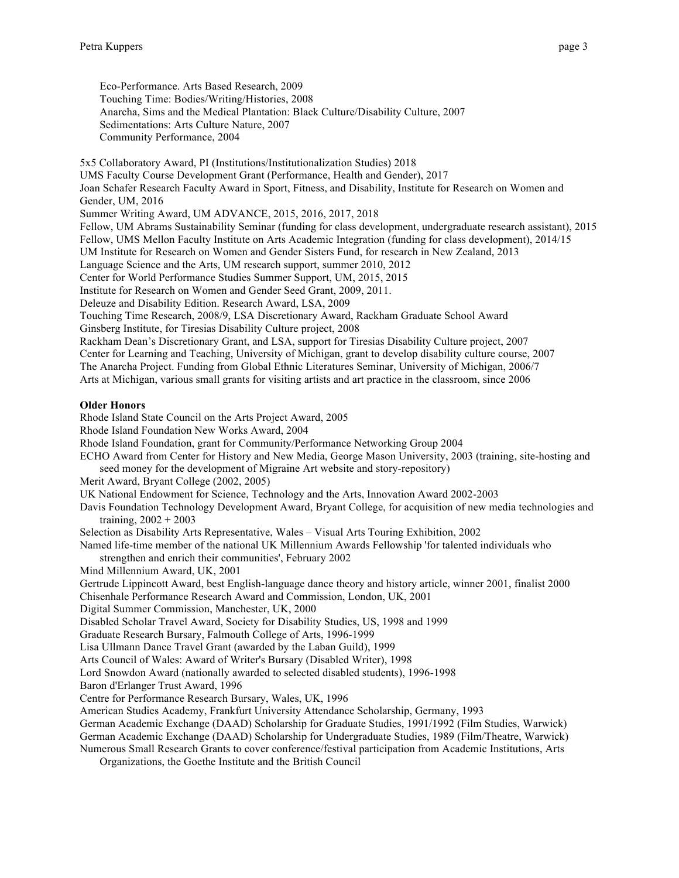Eco-Performance. Arts Based Research, 2009
Touching Time: Bodies/Writing/Histories, 2008
Anarcha, Sims and the Medical Plantation: Black Culture/Disability Culture, 2007
Sedimentations: Arts Culture Nature, 2007
Community Performance, 2004

5x5 Collaboratory Award, PI (Institutions/Institutionalization Studies) 2018
UMS Faculty Course Development Grant (Performance, Health and Gender), 2017
Joan Schafer Research Faculty Award in Sport, Fitness, and Disability, Institute for Research on Women and Gender, UM, 2016
Summer Writing Award, UM ADVANCE, 2015, 2016, 2017, 2018
Fellow, UM Abrams Sustainability Seminar (funding for class development, undergraduate research assistant), 2015
Fellow, UMS Mellon Faculty Institute on Arts Academic Integration (funding for class development), 2014/15
UM Institute for Research on Women and Gender Sisters Fund, for research in New Zealand, 2013
Language Science and the Arts, UM research support, summer 2010, 2012
Center for World Performance Studies Summer Support, UM, 2015, 2015
Institute for Research on Women and Gender Seed Grant, 2009, 2011.
Deleuze and Disability Edition. Research Award, LSA, 2009
Touching Time Research, 2008/9, LSA Discretionary Award, Rackham Graduate School Award
Ginsberg Institute, for Tiresias Disability Culture project, 2008
Rackham Dean's Discretionary Grant, and LSA, support for Tiresias Disability Culture project, 2007
Center for Learning and Teaching, University of Michigan, grant to develop disability culture course, 2007
The Anarcha Project. Funding from Global Ethnic Literatures Seminar, University of Michigan, 2006/7
Arts at Michigan, various small grants for visiting artists and art practice in the classroom, since 2006

**Older Honors**

Rhode Island State Council on the Arts Project Award, 2005
Rhode Island Foundation New Works Award, 2004
Rhode Island Foundation, grant for Community/Performance Networking Group 2004
ECHO Award from Center for History and New Media, George Mason University, 2003 (training, site-hosting and seed money for the development of Migraine Art website and story-repository)
Merit Award, Bryant College (2002, 2005)
UK National Endowment for Science, Technology and the Arts, Innovation Award 2002-2003
Davis Foundation Technology Development Award, Bryant College, for acquisition of new media technologies and training, 2002 + 2003
Selection as Disability Arts Representative, Wales – Visual Arts Touring Exhibition, 2002
Named life-time member of the national UK Millennium Awards Fellowship 'for talented individuals who strengthen and enrich their communities', February 2002
Mind Millennium Award, UK, 2001
Gertrude Lippincott Award, best English-language dance theory and history article, winner 2001, finalist 2000
Chisenhale Performance Research Award and Commission, London, UK, 2001
Digital Summer Commission, Manchester, UK, 2000
Disabled Scholar Travel Award, Society for Disability Studies, US, 1998 and 1999
Graduate Research Bursary, Falmouth College of Arts, 1996-1999
Lisa Ullmann Dance Travel Grant (awarded by the Laban Guild), 1999
Arts Council of Wales: Award of Writer's Bursary (Disabled Writer), 1998
Lord Snowdon Award (nationally awarded to selected disabled students), 1996-1998
Baron d'Erlanger Trust Award, 1996
Centre for Performance Research Bursary, Wales, UK, 1996
American Studies Academy, Frankfurt University Attendance Scholarship, Germany, 1993
German Academic Exchange (DAAD) Scholarship for Graduate Studies, 1991/1992 (Film Studies, Warwick)
German Academic Exchange (DAAD) Scholarship for Undergraduate Studies, 1989 (Film/Theatre, Warwick)
Numerous Small Research Grants to cover conference/festival participation from Academic Institutions, Arts Organizations, the Goethe Institute and the British Council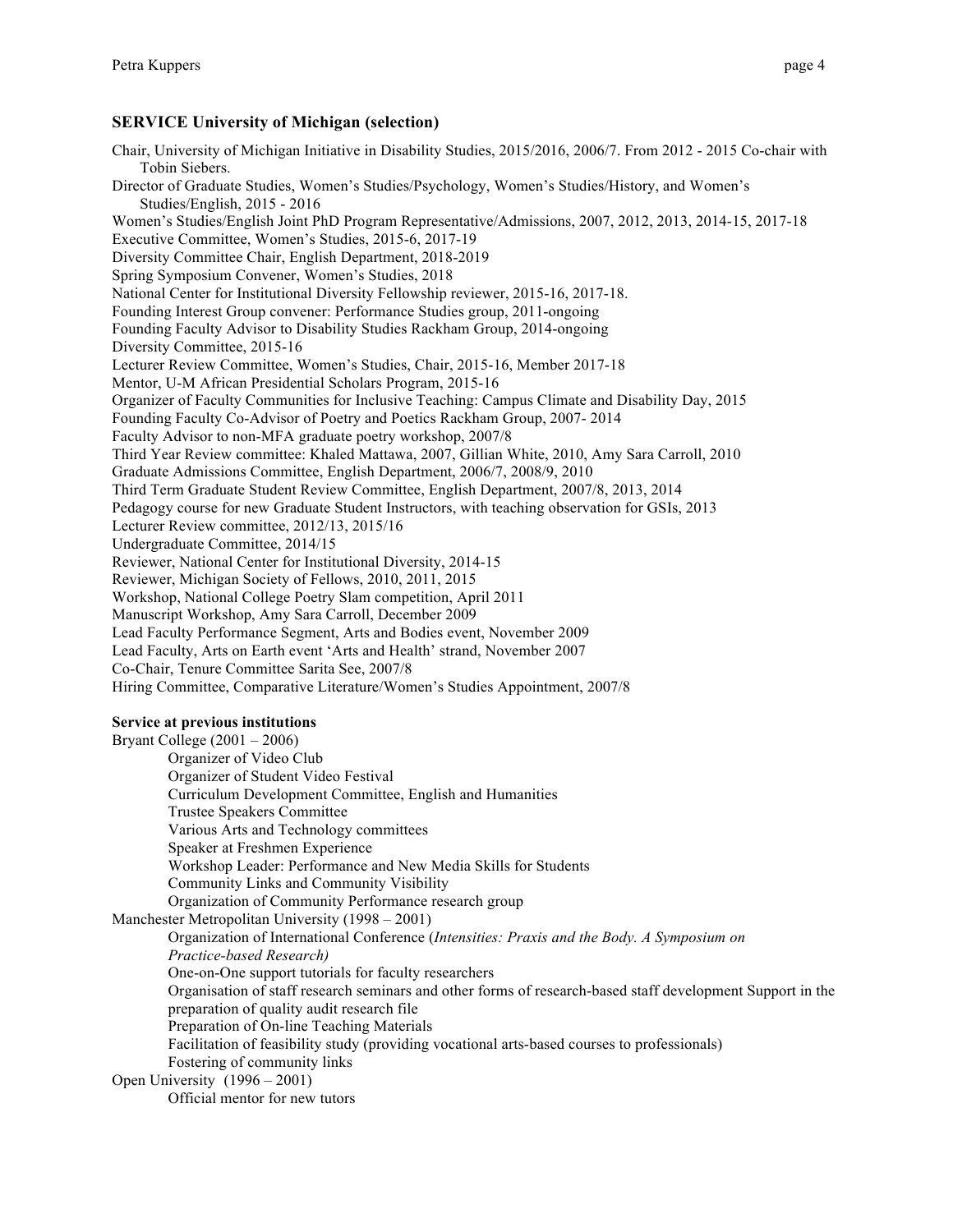### SERVICE University of Michigan (selection)

Chair, University of Michigan Initiative in Disability Studies, 2015/2016, 2006/7. From 2012 - 2015 Co-chair with Tobin Siebers.
Director of Graduate Studies, Women's Studies/Psychology, Women's Studies/History, and Women's Studies/English, 2015 - 2016
Women's Studies/English Joint PhD Program Representative/Admissions, 2007, 2012, 2013, 2014-15, 2017-18
Executive Committee, Women's Studies, 2015-6, 2017-19
Diversity Committee Chair, English Department, 2018-2019
Spring Symposium Convener, Women's Studies, 2018
National Center for Institutional Diversity Fellowship reviewer, 2015-16, 2017-18.
Founding Interest Group convener: Performance Studies group, 2011-ongoing
Founding Faculty Advisor to Disability Studies Rackham Group, 2014-ongoing
Diversity Committee, 2015-16
Lecturer Review Committee, Women's Studies, Chair, 2015-16, Member 2017-18
Mentor, U-M African Presidential Scholars Program, 2015-16
Organizer of Faculty Communities for Inclusive Teaching: Campus Climate and Disability Day, 2015
Founding Faculty Co-Advisor of Poetry and Poetics Rackham Group, 2007- 2014
Faculty Advisor to non-MFA graduate poetry workshop, 2007/8
Third Year Review committee: Khaled Mattawa, 2007, Gillian White, 2010, Amy Sara Carroll, 2010
Graduate Admissions Committee, English Department, 2006/7, 2008/9, 2010
Third Term Graduate Student Review Committee, English Department, 2007/8, 2013, 2014
Pedagogy course for new Graduate Student Instructors, with teaching observation for GSIs, 2013
Lecturer Review committee, 2012/13, 2015/16
Undergraduate Committee, 2014/15
Reviewer, National Center for Institutional Diversity, 2014-15
Reviewer, Michigan Society of Fellows, 2010, 2011, 2015
Workshop, National College Poetry Slam competition, April 2011
Manuscript Workshop, Amy Sara Carroll, December 2009
Lead Faculty Performance Segment, Arts and Bodies event, November 2009
Lead Faculty, Arts on Earth event 'Arts and Health' strand, November 2007
Co-Chair, Tenure Committee Sarita See, 2007/8
Hiring Committee, Comparative Literature/Women's Studies Appointment, 2007/8

**Service at previous institutions**

Bryant College (2001 – 2006)

- Organizer of Video Club
- Organizer of Student Video Festival
- Curriculum Development Committee, English and Humanities
- Trustee Speakers Committee
- Various Arts and Technology committees
- Speaker at Freshmen Experience
- Workshop Leader: Performance and New Media Skills for Students
- Community Links and Community Visibility
- Organization of Community Performance research group

Manchester Metropolitan University (1998 – 2001)

- Organization of International Conference (*Intensities: Praxis and the Body. A Symposium on Practice-based Research)*
- One-on-One support tutorials for faculty researchers
- Organisation of staff research seminars and other forms of research-based staff development Support in the preparation of quality audit research file
- Preparation of On-line Teaching Materials
- Facilitation of feasibility study (providing vocational arts-based courses to professionals)
- Fostering of community links

Open University (1996 – 2001)

- Official mentor for new tutors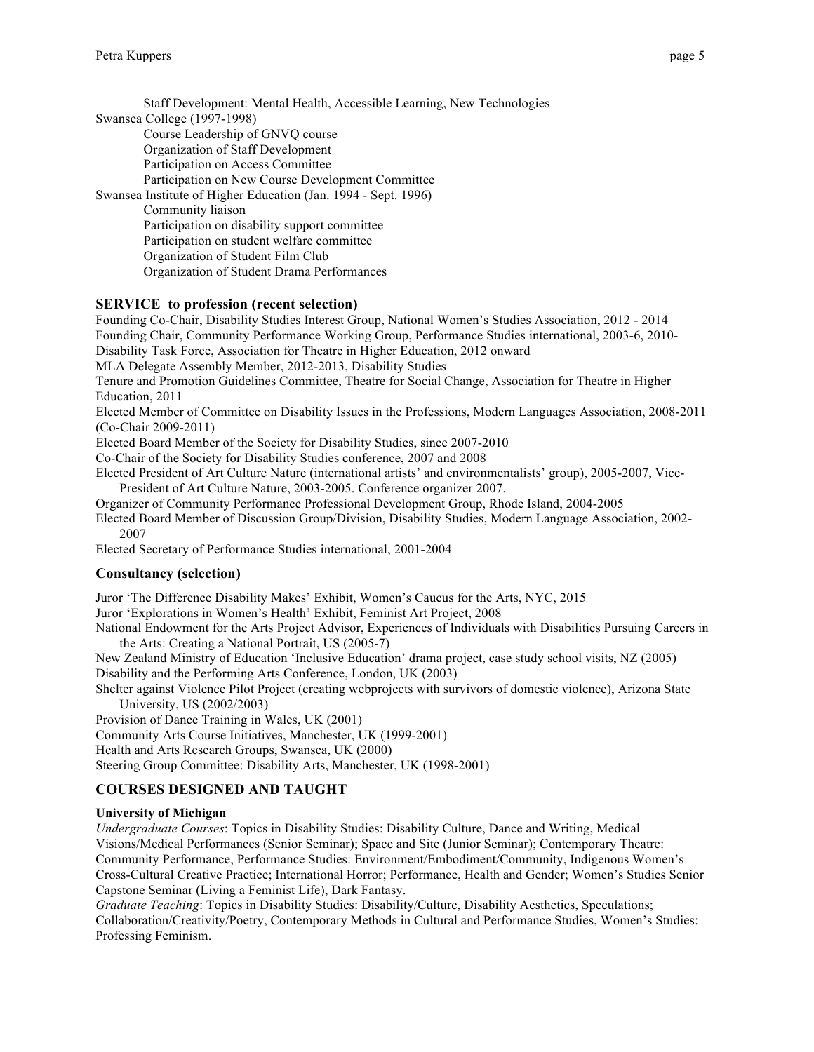Staff Development: Mental Health, Accessible Learning, New Technologies

Swansea College (1997-1998)

- Course Leadership of GNVQ course
- Organization of Staff Development
- Participation on Access Committee
- Participation on New Course Development Committee

Swansea Institute of Higher Education (Jan. 1994 - Sept. 1996)

- Community liaison
- Participation on disability support committee
- Participation on student welfare committee
- Organization of Student Film Club
- Organization of Student Drama Performances

## SERVICE to profession (recent selection)

Founding Co-Chair, Disability Studies Interest Group, National Women's Studies Association, 2012 - 2014

Founding Chair, Community Performance Working Group, Performance Studies international, 2003-6, 2010-

Disability Task Force, Association for Theatre in Higher Education, 2012 onward

MLA Delegate Assembly Member, 2012-2013, Disability Studies

Tenure and Promotion Guidelines Committee, Theatre for Social Change, Association for Theatre in Higher Education, 2011

Elected Member of Committee on Disability Issues in the Professions, Modern Languages Association, 2008-2011 (Co-Chair 2009-2011)

Elected Board Member of the Society for Disability Studies, since 2007-2010

Co-Chair of the Society for Disability Studies conference, 2007 and 2008

Elected President of Art Culture Nature (international artists' and environmentalists' group), 2005-2007, Vice-President of Art Culture Nature, 2003-2005. Conference organizer 2007.

Organizer of Community Performance Professional Development Group, Rhode Island, 2004-2005

Elected Board Member of Discussion Group/Division, Disability Studies, Modern Language Association, 2002-2007

Elected Secretary of Performance Studies international, 2001-2004

## Consultancy (selection)

Juror 'The Difference Disability Makes' Exhibit, Women's Caucus for the Arts, NYC, 2015

Juror 'Explorations in Women's Health' Exhibit, Feminist Art Project, 2008

National Endowment for the Arts Project Advisor, Experiences of Individuals with Disabilities Pursuing Careers in the Arts: Creating a National Portrait, US (2005-7)

New Zealand Ministry of Education 'Inclusive Education' drama project, case study school visits, NZ (2005)

Disability and the Performing Arts Conference, London, UK (2003)

Shelter against Violence Pilot Project (creating webprojects with survivors of domestic violence), Arizona State University, US (2002/2003)

Provision of Dance Training in Wales, UK (2001)

Community Arts Course Initiatives, Manchester, UK (1999-2001)

Health and Arts Research Groups, Swansea, UK (2000)

Steering Group Committee: Disability Arts, Manchester, UK (1998-2001)

## COURSES DESIGNED AND TAUGHT

### University of Michigan

*Undergraduate Courses*: Topics in Disability Studies: Disability Culture, Dance and Writing, Medical Visions/Medical Performances (Senior Seminar); Space and Site (Junior Seminar); Contemporary Theatre: Community Performance, Performance Studies: Environment/Embodiment/Community, Indigenous Women's Cross-Cultural Creative Practice; International Horror; Performance, Health and Gender; Women's Studies Senior Capstone Seminar (Living a Feminist Life), Dark Fantasy.

*Graduate Teaching*: Topics in Disability Studies: Disability/Culture, Disability Aesthetics, Speculations; Collaboration/Creativity/Poetry, Contemporary Methods in Cultural and Performance Studies, Women's Studies: Professing Feminism.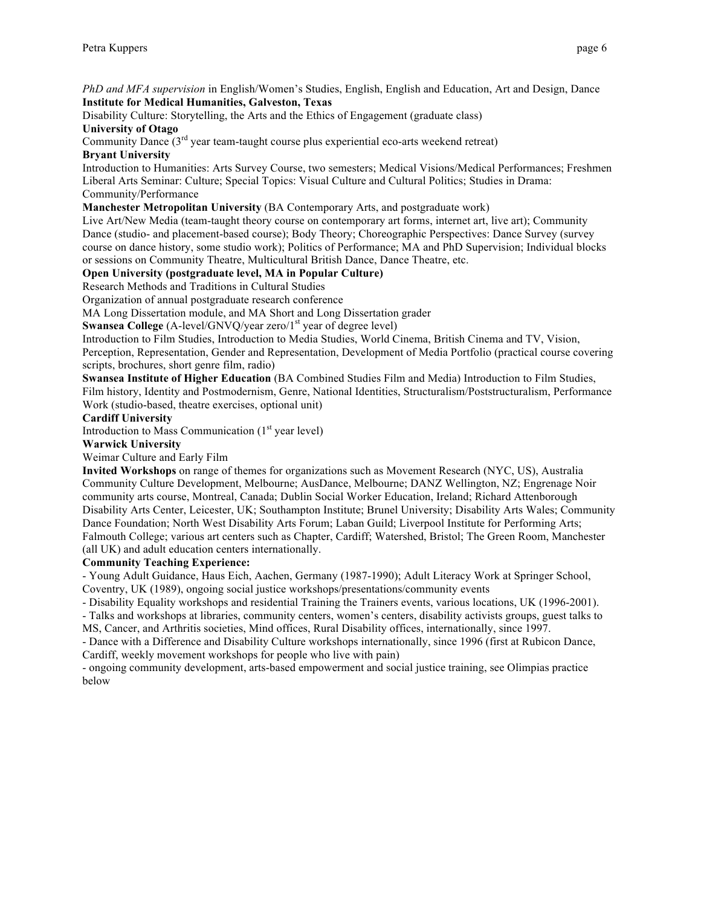*PhD and MFA supervision* in English/Women's Studies, English, English and Education, Art and Design, Dance

**Institute for Medical Humanities, Galveston, Texas**

Disability Culture: Storytelling, the Arts and the Ethics of Engagement (graduate class)

**University of Otago**

Community Dance (3rd year team-taught course plus experiential eco-arts weekend retreat)

**Bryant University**

Introduction to Humanities: Arts Survey Course, two semesters; Medical Visions/Medical Performances; Freshmen Liberal Arts Seminar: Culture; Special Topics: Visual Culture and Cultural Politics; Studies in Drama: Community/Performance

**Manchester Metropolitan University** (BA Contemporary Arts, and postgraduate work)

Live Art/New Media (team-taught theory course on contemporary art forms, internet art, live art); Community Dance (studio- and placement-based course); Body Theory; Choreographic Perspectives: Dance Survey (survey course on dance history, some studio work); Politics of Performance; MA and PhD Supervision; Individual blocks or sessions on Community Theatre, Multicultural British Dance, Dance Theatre, etc.

**Open University (postgraduate level, MA in Popular Culture)**

Research Methods and Traditions in Cultural Studies

Organization of annual postgraduate research conference

MA Long Dissertation module, and MA Short and Long Dissertation grader

**Swansea College** (A-level/GNVQ/year zero/1st year of degree level)

Introduction to Film Studies, Introduction to Media Studies, World Cinema, British Cinema and TV, Vision, Perception, Representation, Gender and Representation, Development of Media Portfolio (practical course covering scripts, brochures, short genre film, radio)

**Swansea Institute of Higher Education** (BA Combined Studies Film and Media) Introduction to Film Studies, Film history, Identity and Postmodernism, Genre, National Identities, Structuralism/Poststructuralism, Performance Work (studio-based, theatre exercises, optional unit)

**Cardiff University**

Introduction to Mass Communication (1st year level)

**Warwick University**

Weimar Culture and Early Film

**Invited Workshops** on range of themes for organizations such as Movement Research (NYC, US), Australia Community Culture Development, Melbourne; AusDance, Melbourne; DANZ Wellington, NZ; Engrenage Noir community arts course, Montreal, Canada; Dublin Social Worker Education, Ireland; Richard Attenborough Disability Arts Center, Leicester, UK; Southampton Institute; Brunel University; Disability Arts Wales; Community Dance Foundation; North West Disability Arts Forum; Laban Guild; Liverpool Institute for Performing Arts; Falmouth College; various art centers such as Chapter, Cardiff; Watershed, Bristol; The Green Room, Manchester (all UK) and adult education centers internationally.

**Community Teaching Experience:**

- Young Adult Guidance, Haus Eich, Aachen, Germany (1987-1990); Adult Literacy Work at Springer School, Coventry, UK (1989), ongoing social justice workshops/presentations/community events
- Disability Equality workshops and residential Training the Trainers events, various locations, UK (1996-2001).
- Talks and workshops at libraries, community centers, women's centers, disability activists groups, guest talks to MS, Cancer, and Arthritis societies, Mind offices, Rural Disability offices, internationally, since 1997.
- Dance with a Difference and Disability Culture workshops internationally, since 1996 (first at Rubicon Dance, Cardiff, weekly movement workshops for people who live with pain)
- ongoing community development, arts-based empowerment and social justice training, see Olimpias practice below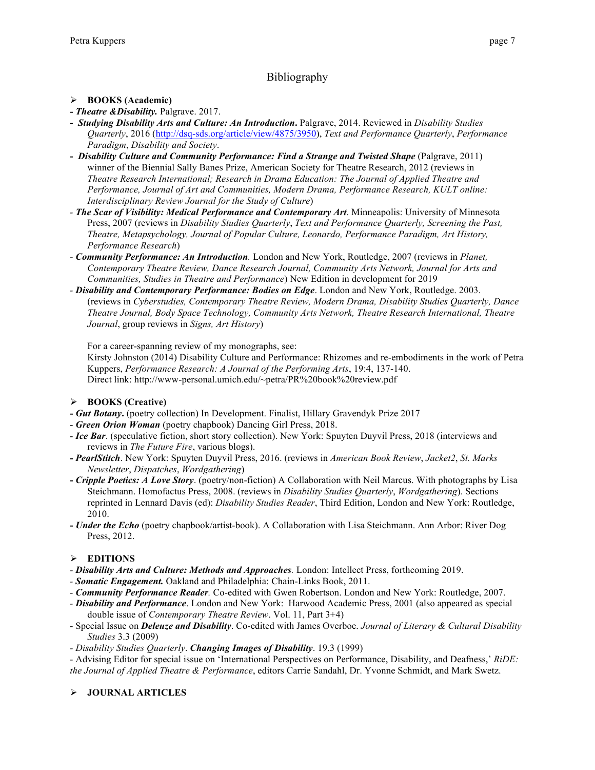# Bibliography

## BOOKS (Academic)

- ***Theatre &Disability.*** Palgrave. 2017.
- ***Studying Disability Arts and Culture: An Introduction*****.** Palgrave, 2014. Reviewed in *Disability Studies Quarterly*, 2016 (http://dsq-sds.org/article/view/4875/3950), *Text and Performance Quarterly*, *Performance Paradigm*, *Disability and Society*.
- ***Disability Culture and Community Performance: Find a Strange and Twisted Shape*** (Palgrave, 2011) winner of the Biennial Sally Banes Prize, American Society for Theatre Research, 2012 (reviews in *Theatre Research International; Research in Drama Education: The Journal of Applied Theatre and Performance, Journal of Art and Communities, Modern Drama, Performance Research, KULT online: Interdisciplinary Review Journal for the Study of Culture*)
- ***The Scar of Visibility: Medical Performance and Contemporary Art***. Minneapolis: University of Minnesota Press, 2007 (reviews in *Disability Studies Quarterly*, *Text and Performance Quarterly, Screening the Past, Theatre, Metapsychology, Journal of Popular Culture, Leonardo, Performance Paradigm, Art History, Performance Research*)
- ***Community Performance: An Introduction****.* London and New York, Routledge, 2007 (reviews in *Planet, Contemporary Theatre Review, Dance Research Journal, Community Arts Network, Journal for Arts and Communities, Studies in Theatre and Performance*) New Edition in development for 2019
- ***Disability and Contemporary Performance: Bodies on Edge***. London and New York, Routledge. 2003. (reviews in *Cyberstudies, Contemporary Theatre Review, Modern Drama, Disability Studies Quarterly, Dance Theatre Journal, Body Space Technology, Community Arts Network, Theatre Research International, Theatre Journal*, group reviews in *Signs, Art History*)

For a career-spanning review of my monographs, see:
Kirsty Johnston (2014) Disability Culture and Performance: Rhizomes and re-embodiments in the work of Petra Kuppers, *Performance Research: A Journal of the Performing Arts*, 19:4, 137-140.
Direct link: http://www-personal.umich.edu/~petra/PR%20book%20review.pdf

## BOOKS (Creative)

- ***Gut Botany*****.** (poetry collection) In Development. Finalist, Hillary Gravendyk Prize 2017
- ***Green Orion Woman*** (poetry chapbook) Dancing Girl Press, 2018.
- ***Ice Bar***. (speculative fiction, short story collection). New York: Spuyten Duyvil Press, 2018 (interviews and reviews in *The Future Fire*, various blogs).
- ***PearlStitch***. New York: Spuyten Duyvil Press, 2016. (reviews in *American Book Review*, *Jacket2*, *St. Marks Newsletter*, *Dispatches*, *Wordgathering*)
- ***Cripple Poetics: A Love Story***. (poetry/non-fiction) A Collaboration with Neil Marcus. With photographs by Lisa Steichmann. Homofactus Press, 2008. (reviews in *Disability Studies Quarterly*, *Wordgathering*). Sections reprinted in Lennard Davis (ed): *Disability Studies Reader*, Third Edition, London and New York: Routledge, 2010.
- ***Under the Echo*** (poetry chapbook/artist-book). A Collaboration with Lisa Steichmann. Ann Arbor: River Dog Press, 2012.

## EDITIONS

- ***Disability Arts and Culture: Methods and Approaches****.* London: Intellect Press, forthcoming 2019.
- ***Somatic Engagement.*** Oakland and Philadelphia: Chain-Links Book, 2011.
- ***Community Performance Reader****.* Co-edited with Gwen Robertson. London and New York: Routledge, 2007.
- ***Disability and Performance***. London and New York: Harwood Academic Press, 2001 (also appeared as special double issue of *Contemporary Theatre Review*. Vol. 11, Part 3+4)
- Special Issue on ***Deleuze and Disability***. Co-edited with James Overboe. *Journal of Literary & Cultural Disability Studies* 3.3 (2009)
- *Disability Studies Quarterly*. ***Changing Images of Disability***. 19.3 (1999)
- Advising Editor for special issue on 'International Perspectives on Performance, Disability, and Deafness,' *RiDE: the Journal of Applied Theatre & Performance*, editors Carrie Sandahl, Dr. Yvonne Schmidt, and Mark Swetz.

## JOURNAL ARTICLES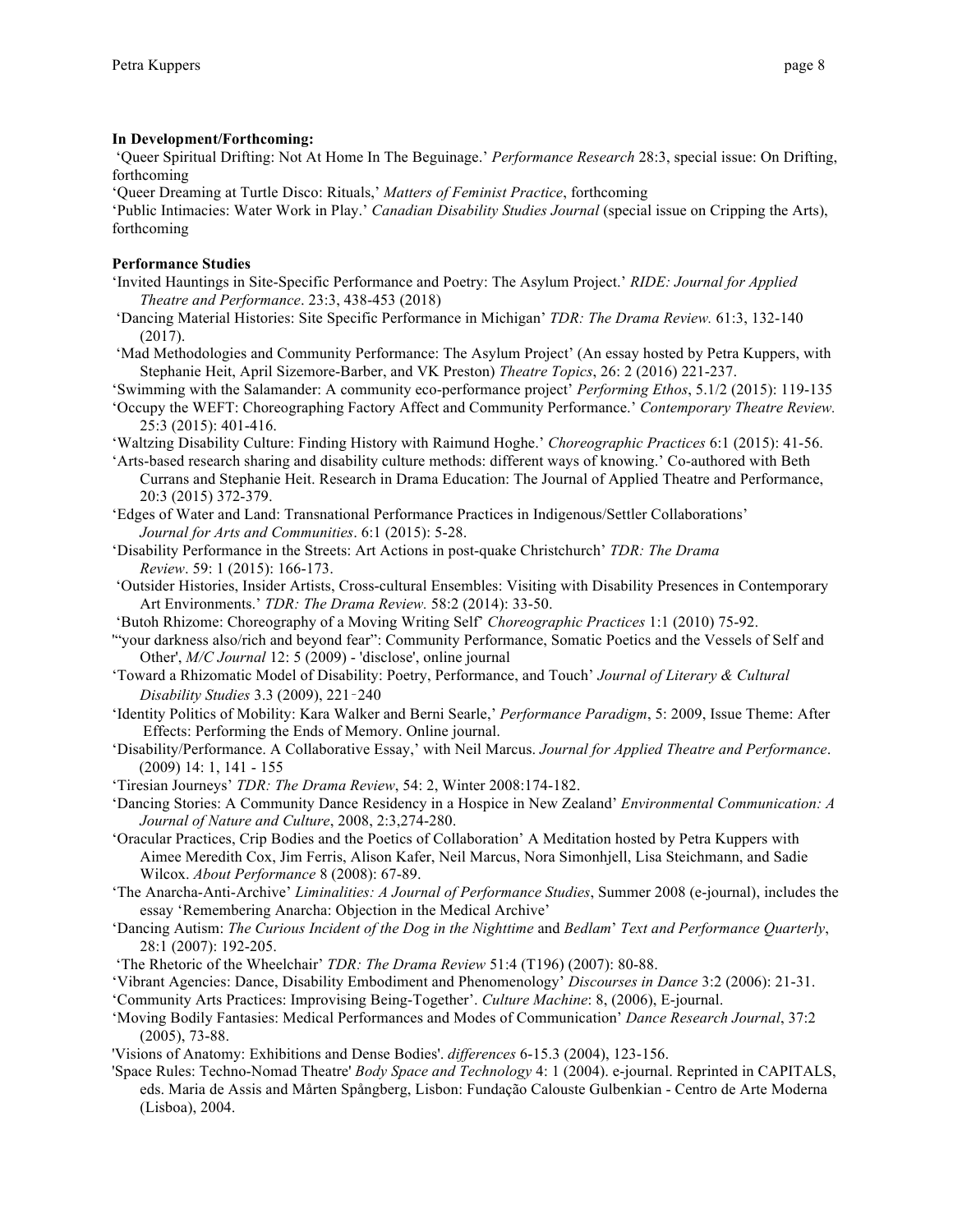**In Development/Forthcoming:**

'Queer Spiritual Drifting: Not At Home In The Beguinage.' *Performance Research* 28:3, special issue: On Drifting, forthcoming

'Queer Dreaming at Turtle Disco: Rituals,' *Matters of Feminist Practice*, forthcoming

'Public Intimacies: Water Work in Play.' *Canadian Disability Studies Journal* (special issue on Cripping the Arts), forthcoming

**Performance Studies**

'Invited Hauntings in Site-Specific Performance and Poetry: The Asylum Project.' *RIDE: Journal for Applied Theatre and Performance*. 23:3, 438-453 (2018)

'Dancing Material Histories: Site Specific Performance in Michigan' *TDR: The Drama Review.* 61:3, 132-140 (2017).

'Mad Methodologies and Community Performance: The Asylum Project' (An essay hosted by Petra Kuppers, with Stephanie Heit, April Sizemore-Barber, and VK Preston) *Theatre Topics*, 26: 2 (2016) 221-237.

'Swimming with the Salamander: A community eco-performance project' *Performing Ethos*, 5.1/2 (2015): 119-135

'Occupy the WEFT: Choreographing Factory Affect and Community Performance.' *Contemporary Theatre Review.* 25:3 (2015): 401-416.

'Waltzing Disability Culture: Finding History with Raimund Hoghe.' *Choreographic Practices* 6:1 (2015): 41-56.

'Arts-based research sharing and disability culture methods: different ways of knowing.' Co-authored with Beth Currans and Stephanie Heit. Research in Drama Education: The Journal of Applied Theatre and Performance, 20:3 (2015) 372-379.

'Edges of Water and Land: Transnational Performance Practices in Indigenous/Settler Collaborations' *Journal for Arts and Communities*. 6:1 (2015): 5-28.

'Disability Performance in the Streets: Art Actions in post-quake Christchurch' *TDR: The Drama Review*. 59: 1 (2015): 166-173.

'Outsider Histories, Insider Artists, Cross-cultural Ensembles: Visiting with Disability Presences in Contemporary Art Environments.' *TDR: The Drama Review.* 58:2 (2014): 33-50.

'Butoh Rhizome: Choreography of a Moving Writing Self' *Choreographic Practices* 1:1 (2010) 75-92.

'"your darkness also/rich and beyond fear": Community Performance, Somatic Poetics and the Vessels of Self and Other', *M/C Journal* 12: 5 (2009) - 'disclose', online journal

'Toward a Rhizomatic Model of Disability: Poetry, Performance, and Touch' *Journal of Literary & Cultural Disability Studies* 3.3 (2009), 221-240

'Identity Politics of Mobility: Kara Walker and Berni Searle,' *Performance Paradigm*, 5: 2009, Issue Theme: After Effects: Performing the Ends of Memory. Online journal.

'Disability/Performance. A Collaborative Essay,' with Neil Marcus. *Journal for Applied Theatre and Performance*. (2009) 14: 1, 141 - 155

'Tiresian Journeys' *TDR: The Drama Review*, 54: 2, Winter 2008:174-182.

'Dancing Stories: A Community Dance Residency in a Hospice in New Zealand' *Environmental Communication: A Journal of Nature and Culture*, 2008, 2:3,274-280.

'Oracular Practices, Crip Bodies and the Poetics of Collaboration' A Meditation hosted by Petra Kuppers with Aimee Meredith Cox, Jim Ferris, Alison Kafer, Neil Marcus, Nora Simonhjell, Lisa Steichmann, and Sadie Wilcox. *About Performance* 8 (2008): 67-89.

'The Anarcha-Anti-Archive' *Liminalities: A Journal of Performance Studies*, Summer 2008 (e-journal), includes the essay 'Remembering Anarcha: Objection in the Medical Archive'

'Dancing Autism: *The Curious Incident of the Dog in the Nighttime* and *Bedlam*' *Text and Performance Quarterly*, 28:1 (2007): 192-205.

'The Rhetoric of the Wheelchair' *TDR: The Drama Review* 51:4 (T196) (2007): 80-88.

'Vibrant Agencies: Dance, Disability Embodiment and Phenomenology' *Discourses in Dance* 3:2 (2006): 21-31.

'Community Arts Practices: Improvising Being-Together'. *Culture Machine*: 8, (2006), E-journal.

'Moving Bodily Fantasies: Medical Performances and Modes of Communication' *Dance Research Journal*, 37:2 (2005), 73-88.

'Visions of Anatomy: Exhibitions and Dense Bodies'. *differences* 6-15.3 (2004), 123-156.

'Space Rules: Techno-Nomad Theatre' *Body Space and Technology* 4: 1 (2004). e-journal. Reprinted in CAPITALS, eds. Maria de Assis and Mårten Spångberg, Lisbon: Fundação Calouste Gulbenkian - Centro de Arte Moderna (Lisboa), 2004.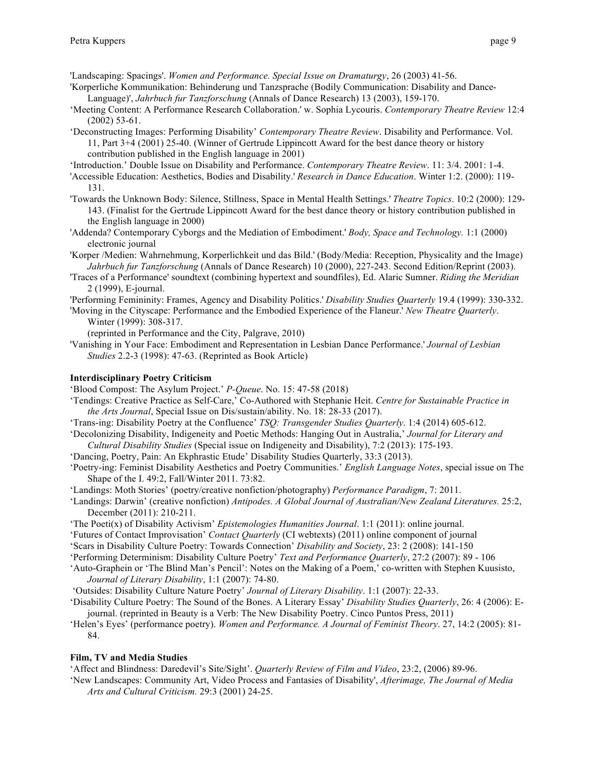'Landscaping: Spacings'. *Women and Performance. Special Issue on Dramaturgy*, 26 (2003) 41-56.

'Korperliche Kommunikation: Behinderung und Tanzsprache (Bodily Communication: Disability and Dance-Language)', *Jahrbuch fur Tanzforschung* (Annals of Dance Research) 13 (2003), 159-170.

'Meeting Content: A Performance Research Collaboration.' w. Sophia Lycouris. *Contemporary Theatre Review* 12:4 (2002) 53-61.

'Deconstructing Images: Performing Disability' *Contemporary Theatre Review*. Disability and Performance. Vol. 11, Part 3+4 (2001) 25-40. (Winner of Gertrude Lippincott Award for the best dance theory or history contribution published in the English language in 2001)

'Introduction.' Double Issue on Disability and Performance. *Contemporary Theatre Review*. 11: 3/4. 2001: 1-4.

'Accessible Education: Aesthetics, Bodies and Disability.' *Research in Dance Education*. Winter 1:2. (2000): 119-131.

'Towards the Unknown Body: Silence, Stillness, Space in Mental Health Settings.' *Theatre Topics*. 10:2 (2000): 129-143. (Finalist for the Gertrude Lippincott Award for the best dance theory or history contribution published in the English language in 2000)

'Addenda? Contemporary Cyborgs and the Mediation of Embodiment.' *Body, Space and Technology.* 1:1 (2000) electronic journal

'Korper /Medien: Wahrnehmung, Korperlichkeit und das Bild.' (Body/Media: Reception, Physicality and the Image) *Jahrbuch fur Tanzforschung* (Annals of Dance Research) 10 (2000), 227-243. Second Edition/Reprint (2003).

'Traces of a Performance' soundtext (combining hypertext and soundfiles), Ed. Alaric Sumner. *Riding the Meridian* 2 (1999), E-journal.

'Performing Femininity: Frames, Agency and Disability Politics.' *Disability Studies Quarterly* 19.4 (1999): 330-332.

'Moving in the Cityscape: Performance and the Embodied Experience of the Flaneur.' *New Theatre Quarterly*. Winter (1999): 308-317.
(reprinted in Performance and the City, Palgrave, 2010)

'Vanishing in Your Face: Embodiment and Representation in Lesbian Dance Performance.' *Journal of Lesbian Studies* 2.2-3 (1998): 47-63. (Reprinted as Book Article)

**Interdisciplinary Poetry Criticism**

'Blood Compost: The Asylum Project.' *P-Queue*. No. 15: 47-58 (2018)

'Tendings: Creative Practice as Self-Care,' Co-Authored with Stephanie Heit. *Centre for Sustainable Practice in the Arts Journal*, Special Issue on Dis/sustain/ability. No. 18: 28-33 (2017).

'Trans-ing: Disability Poetry at the Confluence' *TSQ: Transgender Studies Quarterly*. 1:4 (2014) 605-612.

'Decolonizing Disability, Indigeneity and Poetic Methods: Hanging Out in Australia,' *Journal for Literary and Cultural Disability Studies* (Special issue on Indigeneity and Disability), 7:2 (2013): 175-193.

'Dancing, Poetry, Pain: An Ekphrastic Etude' Disability Studies Quarterly, 33:3 (2013).

'Poetry-ing: Feminist Disability Aesthetics and Poetry Communities.' *English Language Notes*, special issue on The Shape of the I. 49:2, Fall/Winter 2011. 73:82.

'Landings: Moth Stories' (poetry/creative nonfiction/photography) *Performance Paradigm*, 7: 2011.

'Landings: Darwin' (creative nonfiction) *Antipodes. A Global Journal of Australian/New Zealand Literatures.* 25:2, December (2011): 210-211.

'The Poeti(x) of Disability Activism' *Epistemologies Humanities Journal*. 1:1 (2011): online journal.

'Futures of Contact Improvisation' *Contact Quarterly* (CI webtexts) (2011) online component of journal

'Scars in Disability Culture Poetry: Towards Connection' *Disability and Society*, 23: 2 (2008): 141-150

'Performing Determinism: Disability Culture Poetry' *Text and Performance Quarterly*, 27:2 (2007): 89 - 106

'Auto-Graphein or 'The Blind Man's Pencil': Notes on the Making of a Poem,' co-written with Stephen Kuusisto, *Journal of Literary Disability*, 1:1 (2007): 74-80.

'Outsides: Disability Culture Nature Poetry' *Journal of Literary Disability*. 1:1 (2007): 22-33.

'Disability Culture Poetry: The Sound of the Bones. A Literary Essay' *Disability Studies Quarterly*, 26: 4 (2006): E-journal. (reprinted in Beauty is a Verb: The New Disability Poetry. Cinco Puntos Press, 2011)

'Helen's Eyes' (performance poetry). *Women and Performance. A Journal of Feminist Theory*. 27, 14:2 (2005): 81-84.

**Film, TV and Media Studies**

'Affect and Blindness: Daredevil's Site/Sight'. *Quarterly Review of Film and Video*, 23:2, (2006) 89-96.

'New Landscapes: Community Art, Video Process and Fantasies of Disability', *Afterimage, The Journal of Media Arts and Cultural Criticism.* 29:3 (2001) 24-25.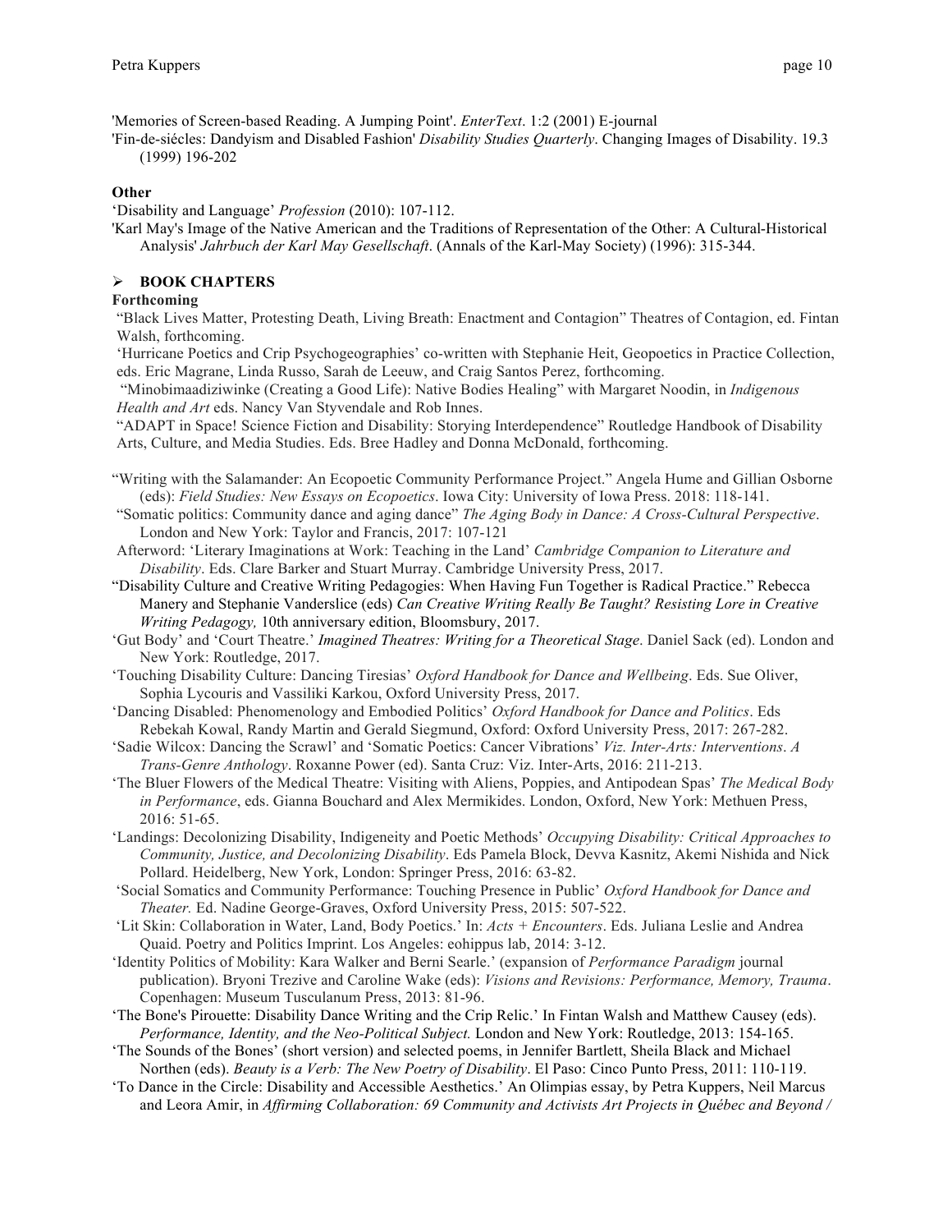'Memories of Screen-based Reading. A Jumping Point'. *EnterText*. 1:2 (2001) E-journal

'Fin-de-siécles: Dandyism and Disabled Fashion' *Disability Studies Quarterly*. Changing Images of Disability. 19.3 (1999) 196-202

**Other**

'Disability and Language' *Profession* (2010): 107-112.

'Karl May's Image of the Native American and the Traditions of Representation of the Other: A Cultural-Historical Analysis' *Jahrbuch der Karl May Gesellschaft*. (Annals of the Karl-May Society) (1996): 315-344.

## ➢ BOOK CHAPTERS

**Forthcoming**

"Black Lives Matter, Protesting Death, Living Breath: Enactment and Contagion" Theatres of Contagion, ed. Fintan Walsh, forthcoming.

'Hurricane Poetics and Crip Psychogeographies' co-written with Stephanie Heit, Geopoetics in Practice Collection, eds. Eric Magrane, Linda Russo, Sarah de Leeuw, and Craig Santos Perez, forthcoming.

"Minobimaadiziwinke (Creating a Good Life): Native Bodies Healing" with Margaret Noodin, in *Indigenous Health and Art* eds. Nancy Van Styvendale and Rob Innes.

"ADAPT in Space! Science Fiction and Disability: Storying Interdependence" Routledge Handbook of Disability Arts, Culture, and Media Studies. Eds. Bree Hadley and Donna McDonald, forthcoming.

"Writing with the Salamander: An Ecopoetic Community Performance Project." Angela Hume and Gillian Osborne (eds): *Field Studies: New Essays on Ecopoetics*. Iowa City: University of Iowa Press. 2018: 118-141.

"Somatic politics: Community dance and aging dance" *The Aging Body in Dance: A Cross-Cultural Perspective*. London and New York: Taylor and Francis, 2017: 107-121

Afterword: 'Literary Imaginations at Work: Teaching in the Land' *Cambridge Companion to Literature and Disability*. Eds. Clare Barker and Stuart Murray. Cambridge University Press, 2017.

"Disability Culture and Creative Writing Pedagogies: When Having Fun Together is Radical Practice." Rebecca Manery and Stephanie Vanderslice (eds) *Can Creative Writing Really Be Taught? Resisting Lore in Creative Writing Pedagogy,* 10th anniversary edition, Bloomsbury, 2017.

'Gut Body' and 'Court Theatre.' *Imagined Theatres: Writing for a Theoretical Stage*. Daniel Sack (ed). London and New York: Routledge, 2017.

'Touching Disability Culture: Dancing Tiresias' *Oxford Handbook for Dance and Wellbeing*. Eds. Sue Oliver, Sophia Lycouris and Vassiliki Karkou, Oxford University Press, 2017.

'Dancing Disabled: Phenomenology and Embodied Politics' *Oxford Handbook for Dance and Politics*. Eds Rebekah Kowal, Randy Martin and Gerald Siegmund, Oxford: Oxford University Press, 2017: 267-282.

'Sadie Wilcox: Dancing the Scrawl' and 'Somatic Poetics: Cancer Vibrations' *Viz. Inter-Arts: Interventions*. *A Trans-Genre Anthology*. Roxanne Power (ed). Santa Cruz: Viz. Inter-Arts, 2016: 211-213.

'The Bluer Flowers of the Medical Theatre: Visiting with Aliens, Poppies, and Antipodean Spas' *The Medical Body in Performance*, eds. Gianna Bouchard and Alex Mermikides. London, Oxford, New York: Methuen Press, 2016: 51-65.

'Landings: Decolonizing Disability, Indigeneity and Poetic Methods' *Occupying Disability: Critical Approaches to Community, Justice, and Decolonizing Disability*. Eds Pamela Block, Devva Kasnitz, Akemi Nishida and Nick Pollard. Heidelberg, New York, London: Springer Press, 2016: 63-82.

'Social Somatics and Community Performance: Touching Presence in Public' *Oxford Handbook for Dance and Theater.* Ed. Nadine George-Graves, Oxford University Press, 2015: 507-522.

'Lit Skin: Collaboration in Water, Land, Body Poetics.' In: *Acts + Encounters*. Eds. Juliana Leslie and Andrea Quaid. Poetry and Politics Imprint. Los Angeles: eohippus lab, 2014: 3-12.

'Identity Politics of Mobility: Kara Walker and Berni Searle.' (expansion of *Performance Paradigm* journal publication). Bryoni Trezive and Caroline Wake (eds): *Visions and Revisions: Performance, Memory, Trauma*. Copenhagen: Museum Tusculanum Press, 2013: 81-96.

'The Bone's Pirouette: Disability Dance Writing and the Crip Relic.' In Fintan Walsh and Matthew Causey (eds). *Performance, Identity, and the Neo-Political Subject.* London and New York: Routledge, 2013: 154-165.

'The Sounds of the Bones' (short version) and selected poems, in Jennifer Bartlett, Sheila Black and Michael Northen (eds). *Beauty is a Verb: The New Poetry of Disability*. El Paso: Cinco Punto Press, 2011: 110-119.

'To Dance in the Circle: Disability and Accessible Aesthetics.' An Olimpias essay, by Petra Kuppers, Neil Marcus and Leora Amir, in *Affirming Collaboration: 69 Community and Activists Art Projects in Québec and Beyond /*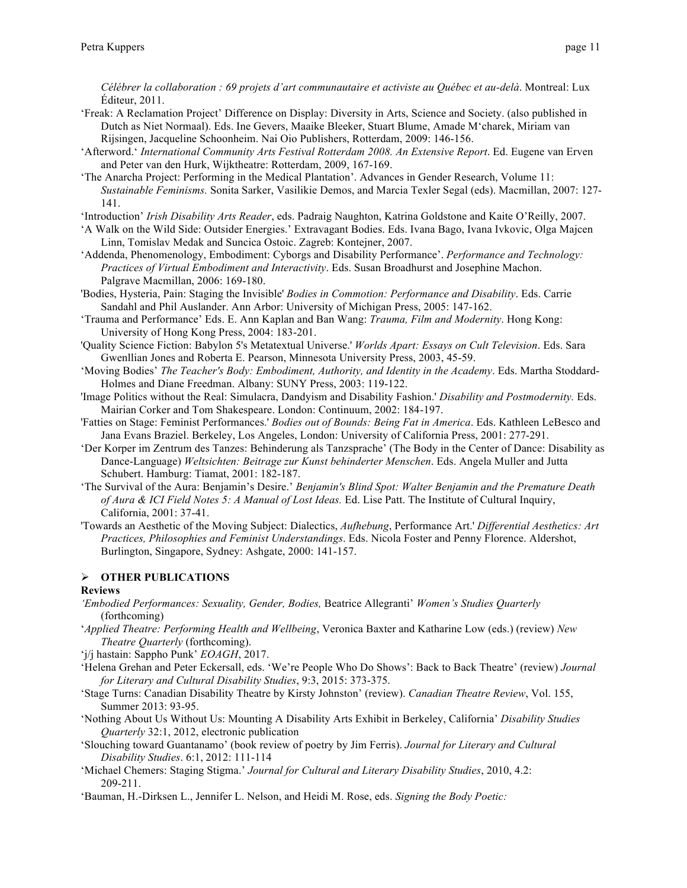*Célébrer la collaboration : 69 projets d'art communautaire et activiste au Québec et au-delà*. Montreal: Lux Éditeur, 2011.

'Freak: A Reclamation Project' Difference on Display: Diversity in Arts, Science and Society. (also published in Dutch as Niet Normaal). Eds. Ine Gevers, Maaike Bleeker, Stuart Blume, Amade M'charek, Miriam van Rijsingen, Jacqueline Schoonheim. Nai Oio Publishers, Rotterdam, 2009: 146-156.

'Afterword.' *International Community Arts Festival Rotterdam 2008. An Extensive Report*. Ed. Eugene van Erven and Peter van den Hurk, Wijktheatre: Rotterdam, 2009, 167-169.

'The Anarcha Project: Performing in the Medical Plantation'. Advances in Gender Research, Volume 11: *Sustainable Feminisms.* Sonita Sarker, Vasilikie Demos, and Marcia Texler Segal (eds). Macmillan, 2007: 127-141.

'Introduction' *Irish Disability Arts Reader*, eds. Padraig Naughton, Katrina Goldstone and Kaite O'Reilly, 2007.

'A Walk on the Wild Side: Outsider Energies.' Extravagant Bodies. Eds. Ivana Bago, Ivana Ivkovic, Olga Majcen Linn, Tomislav Medak and Suncica Ostoic. Zagreb: Kontejner, 2007.

'Addenda, Phenomenology, Embodiment: Cyborgs and Disability Performance'. *Performance and Technology: Practices of Virtual Embodiment and Interactivity*. Eds. Susan Broadhurst and Josephine Machon. Palgrave Macmillan, 2006: 169-180.

'Bodies, Hysteria, Pain: Staging the Invisible' *Bodies in Commotion: Performance and Disability*. Eds. Carrie Sandahl and Phil Auslander. Ann Arbor: University of Michigan Press, 2005: 147-162.

'Trauma and Performance' Eds. E. Ann Kaplan and Ban Wang: *Trauma, Film and Modernity*. Hong Kong: University of Hong Kong Press, 2004: 183-201.

'Quality Science Fiction: Babylon 5's Metatextual Universe.' *Worlds Apart: Essays on Cult Television*. Eds. Sara Gwenllian Jones and Roberta E. Pearson, Minnesota University Press, 2003, 45-59.

'Moving Bodies' *The Teacher's Body: Embodiment, Authority, and Identity in the Academy*. Eds. Martha Stoddard-Holmes and Diane Freedman. Albany: SUNY Press, 2003: 119-122.

'Image Politics without the Real: Simulacra, Dandyism and Disability Fashion.' *Disability and Postmodernity.* Eds. Mairian Corker and Tom Shakespeare. London: Continuum, 2002: 184-197.

'Fatties on Stage: Feminist Performances.' *Bodies out of Bounds: Being Fat in America*. Eds. Kathleen LeBesco and Jana Evans Braziel. Berkeley, Los Angeles, London: University of California Press, 2001: 277-291.

'Der Korper im Zentrum des Tanzes: Behinderung als Tanzsprache' (The Body in the Center of Dance: Disability as Dance-Language) *Weltsichten: Beitrage zur Kunst behinderter Menschen*. Eds. Angela Muller and Jutta Schubert. Hamburg: Tiamat, 2001: 182-187.

'The Survival of the Aura: Benjamin's Desire.' *Benjamin's Blind Spot: Walter Benjamin and the Premature Death of Aura & ICI Field Notes 5: A Manual of Lost Ideas.* Ed. Lise Patt. The Institute of Cultural Inquiry, California, 2001: 37-41.

'Towards an Aesthetic of the Moving Subject: Dialectics, *Aufhebung*, Performance Art.' *Differential Aesthetics: Art Practices, Philosophies and Feminist Understandings*. Eds. Nicola Foster and Penny Florence. Aldershot, Burlington, Singapore, Sydney: Ashgate, 2000: 141-157.

## ➢ OTHER PUBLICATIONS

**Reviews**

*'Embodied Performances: Sexuality, Gender, Bodies,* Beatrice Allegranti' *Women's Studies Quarterly* (forthcoming)

'*Applied Theatre: Performing Health and Wellbeing*, Veronica Baxter and Katharine Low (eds.) (review) *New Theatre Quarterly* (forthcoming).

'j/j hastain: Sappho Punk' *EOAGH*, 2017.

'Helena Grehan and Peter Eckersall, eds. 'We're People Who Do Shows': Back to Back Theatre' (review) *Journal for Literary and Cultural Disability Studies*, 9:3, 2015: 373-375.

'Stage Turns: Canadian Disability Theatre by Kirsty Johnston' (review). *Canadian Theatre Review*, Vol. 155, Summer 2013: 93-95.

'Nothing About Us Without Us: Mounting A Disability Arts Exhibit in Berkeley, California' *Disability Studies Quarterly* 32:1, 2012, electronic publication

'Slouching toward Guantanamo' (book review of poetry by Jim Ferris). *Journal for Literary and Cultural Disability Studies*. 6:1, 2012: 111-114

'Michael Chemers: Staging Stigma.' *Journal for Cultural and Literary Disability Studies*, 2010, 4.2: 209-211.

'Bauman, H.-Dirksen L., Jennifer L. Nelson, and Heidi M. Rose, eds. *Signing the Body Poetic:*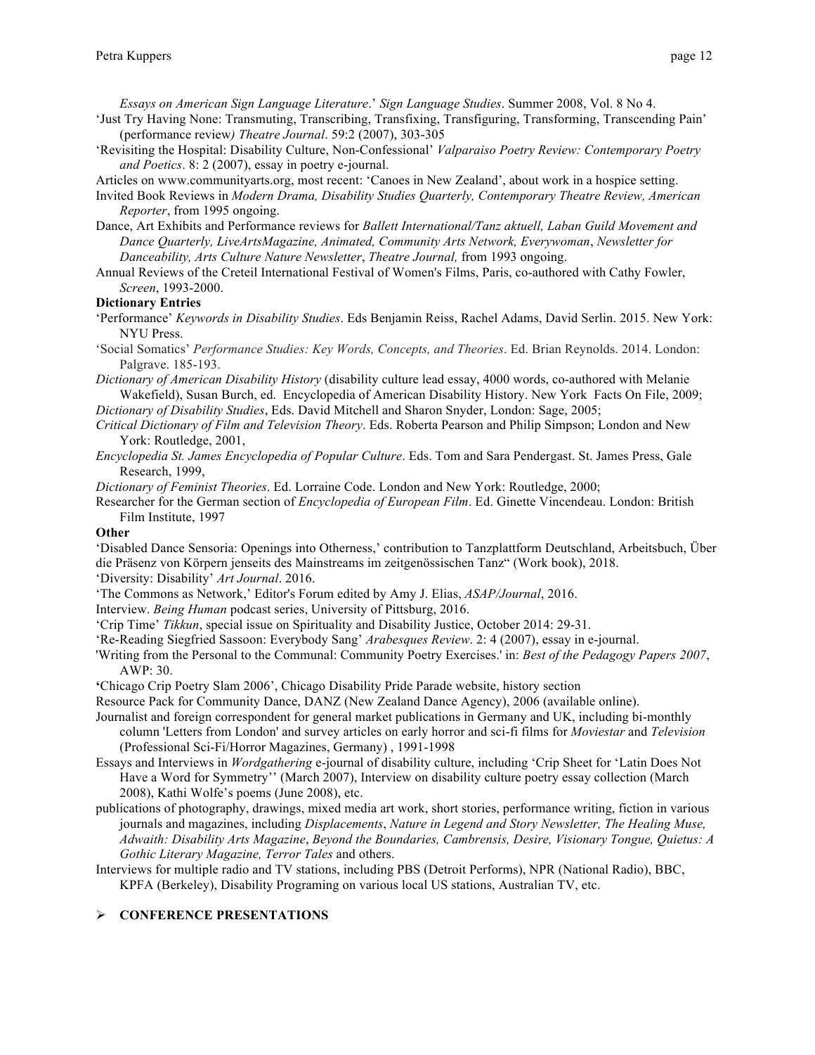*Essays on American Sign Language Literature*.' *Sign Language Studies*. Summer 2008, Vol. 8 No 4.

'Just Try Having None: Transmuting, Transcribing, Transfixing, Transfiguring, Transforming, Transcending Pain' (performance review*) Theatre Journal*. 59:2 (2007), 303-305

'Revisiting the Hospital: Disability Culture, Non-Confessional' *Valparaiso Poetry Review: Contemporary Poetry and Poetics*. 8: 2 (2007), essay in poetry e-journal.

Articles on www.communityarts.org, most recent: 'Canoes in New Zealand', about work in a hospice setting.

Invited Book Reviews in *Modern Drama, Disability Studies Quarterly, Contemporary Theatre Review, American Reporter*, from 1995 ongoing.

Dance, Art Exhibits and Performance reviews for *Ballett International/Tanz aktuell, Laban Guild Movement and Dance Quarterly, LiveArtsMagazine, Animated, Community Arts Network, Everywoman*, *Newsletter for Danceability, Arts Culture Nature Newsletter*, *Theatre Journal,* from 1993 ongoing.

Annual Reviews of the Creteil International Festival of Women's Films, Paris, co-authored with Cathy Fowler, *Screen*, 1993-2000.

**Dictionary Entries**

'Performance' *Keywords in Disability Studies*. Eds Benjamin Reiss, Rachel Adams, David Serlin. 2015. New York: NYU Press.

'Social Somatics' *Performance Studies: Key Words, Concepts, and Theories*. Ed. Brian Reynolds. 2014. London: Palgrave. 185-193.

*Dictionary of American Disability History* (disability culture lead essay, 4000 words, co-authored with Melanie Wakefield), Susan Burch, ed. Encyclopedia of American Disability History. New York Facts On File, 2009;

*Dictionary of Disability Studies*, Eds. David Mitchell and Sharon Snyder, London: Sage, 2005;

*Critical Dictionary of Film and Television Theory*. Eds. Roberta Pearson and Philip Simpson; London and New York: Routledge, 2001,

*Encyclopedia St. James Encyclopedia of Popular Culture*. Eds. Tom and Sara Pendergast. St. James Press, Gale Research, 1999,

*Dictionary of Feminist Theories*. Ed. Lorraine Code. London and New York: Routledge, 2000;

Researcher for the German section of *Encyclopedia of European Film*. Ed. Ginette Vincendeau. London: British Film Institute, 1997

**Other**

'Disabled Dance Sensoria: Openings into Otherness,' contribution to Tanzplattform Deutschland, Arbeitsbuch, Über die Präsenz von Körpern jenseits des Mainstreams im zeitgenössischen Tanz" (Work book), 2018.

'Diversity: Disability' *Art Journal*. 2016.

'The Commons as Network,' Editor's Forum edited by Amy J. Elias, *ASAP/Journal*, 2016.

Interview. *Being Human* podcast series, University of Pittsburg, 2016.

'Crip Time' *Tikkun*, special issue on Spirituality and Disability Justice, October 2014: 29-31.

'Re-Reading Siegfried Sassoon: Everybody Sang' *Arabesques Review*. 2: 4 (2007), essay in e-journal.

'Writing from the Personal to the Communal: Community Poetry Exercises.' in: *Best of the Pedagogy Papers 2007*, AWP: 30.

**'**Chicago Crip Poetry Slam 2006', Chicago Disability Pride Parade website, history section

Resource Pack for Community Dance, DANZ (New Zealand Dance Agency), 2006 (available online).

Journalist and foreign correspondent for general market publications in Germany and UK, including bi-monthly column 'Letters from London' and survey articles on early horror and sci-fi films for *Moviestar* and *Television* (Professional Sci-Fi/Horror Magazines, Germany) , 1991-1998

Essays and Interviews in *Wordgathering* e-journal of disability culture, including 'Crip Sheet for 'Latin Does Not Have a Word for Symmetry'' (March 2007), Interview on disability culture poetry essay collection (March 2008), Kathi Wolfe's poems (June 2008), etc.

publications of photography, drawings, mixed media art work, short stories, performance writing, fiction in various journals and magazines, including *Displacements*, *Nature in Legend and Story Newsletter, The Healing Muse, Adwaith: Disability Arts Magazine*, *Beyond the Boundaries, Cambrensis, Desire, Visionary Tongue, Quietus: A Gothic Literary Magazine, Terror Tales* and others.

Interviews for multiple radio and TV stations, including PBS (Detroit Performs), NPR (National Radio), BBC, KPFA (Berkeley), Disability Programing on various local US stations, Australian TV, etc.

- **CONFERENCE PRESENTATIONS**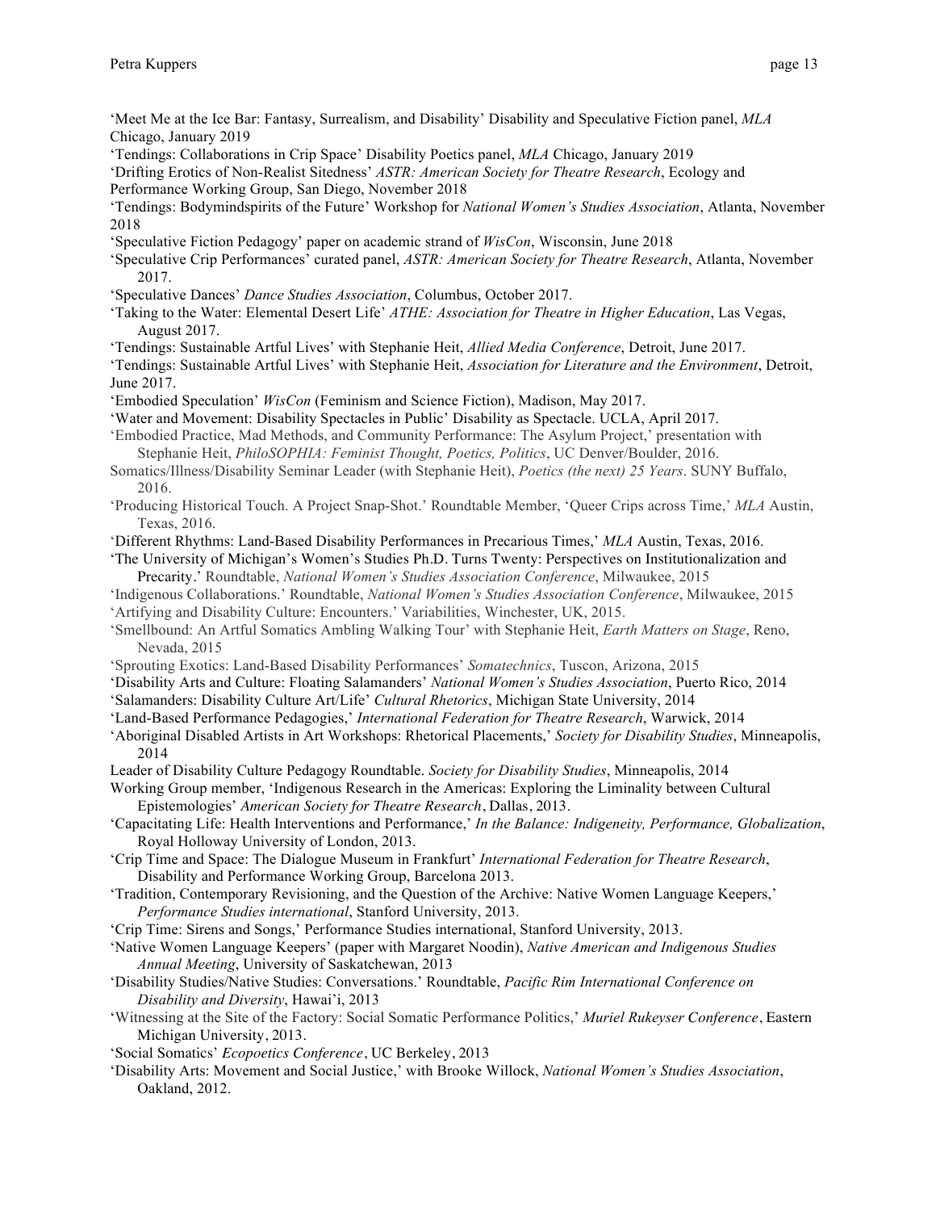'Meet Me at the Ice Bar: Fantasy, Surrealism, and Disability' Disability and Speculative Fiction panel, *MLA* Chicago, January 2019

'Tendings: Collaborations in Crip Space' Disability Poetics panel, *MLA* Chicago, January 2019

'Drifting Erotics of Non-Realist Sitedness' *ASTR: American Society for Theatre Research*, Ecology and Performance Working Group, San Diego, November 2018

'Tendings: Bodymindspirits of the Future' Workshop for *National Women's Studies Association*, Atlanta, November 2018

'Speculative Fiction Pedagogy' paper on academic strand of *WisCon*, Wisconsin, June 2018

'Speculative Crip Performances' curated panel, *ASTR: American Society for Theatre Research*, Atlanta, November 2017.

'Speculative Dances' *Dance Studies Association*, Columbus, October 2017.

'Taking to the Water: Elemental Desert Life' *ATHE: Association for Theatre in Higher Education*, Las Vegas, August 2017.

'Tendings: Sustainable Artful Lives' with Stephanie Heit, *Allied Media Conference*, Detroit, June 2017.

'Tendings: Sustainable Artful Lives' with Stephanie Heit, *Association for Literature and the Environment*, Detroit, June 2017.

'Embodied Speculation' *WisCon* (Feminism and Science Fiction), Madison, May 2017.

'Water and Movement: Disability Spectacles in Public' Disability as Spectacle. UCLA, April 2017.

'Embodied Practice, Mad Methods, and Community Performance: The Asylum Project,' presentation with Stephanie Heit, *PhiloSOPHIA: Feminist Thought, Poetics, Politics*, UC Denver/Boulder, 2016.

Somatics/Illness/Disability Seminar Leader (with Stephanie Heit), *Poetics (the next) 25 Years*. SUNY Buffalo, 2016.

'Producing Historical Touch. A Project Snap-Shot.' Roundtable Member, 'Queer Crips across Time,' *MLA* Austin, Texas, 2016.

'Different Rhythms: Land-Based Disability Performances in Precarious Times,' *MLA* Austin, Texas, 2016.

'The University of Michigan's Women's Studies Ph.D. Turns Twenty: Perspectives on Institutionalization and Precarity.' Roundtable, *National Women's Studies Association Conference*, Milwaukee, 2015

'Indigenous Collaborations.' Roundtable, *National Women's Studies Association Conference*, Milwaukee, 2015

'Artifying and Disability Culture: Encounters.' Variabilities, Winchester, UK, 2015.

'Smellbound: An Artful Somatics Ambling Walking Tour' with Stephanie Heit, *Earth Matters on Stage*, Reno, Nevada, 2015

'Sprouting Exotics: Land-Based Disability Performances' *Somatechnics*, Tuscon, Arizona, 2015

'Disability Arts and Culture: Floating Salamanders' *National Women's Studies Association*, Puerto Rico, 2014

'Salamanders: Disability Culture Art/Life' *Cultural Rhetorics*, Michigan State University, 2014

'Land-Based Performance Pedagogies,' *International Federation for Theatre Research*, Warwick, 2014

'Aboriginal Disabled Artists in Art Workshops: Rhetorical Placements,' *Society for Disability Studies*, Minneapolis, 2014

Leader of Disability Culture Pedagogy Roundtable. *Society for Disability Studies*, Minneapolis, 2014

Working Group member, 'Indigenous Research in the Americas: Exploring the Liminality between Cultural Epistemologies' *American Society for Theatre Research*, Dallas, 2013.

'Capacitating Life: Health Interventions and Performance,' *In the Balance: Indigeneity, Performance, Globalization*, Royal Holloway University of London, 2013.

'Crip Time and Space: The Dialogue Museum in Frankfurt' *International Federation for Theatre Research*, Disability and Performance Working Group, Barcelona 2013.

'Tradition, Contemporary Revisioning, and the Question of the Archive: Native Women Language Keepers,' *Performance Studies international*, Stanford University, 2013.

'Crip Time: Sirens and Songs,' Performance Studies international, Stanford University, 2013.

'Native Women Language Keepers' (paper with Margaret Noodin), *Native American and Indigenous Studies Annual Meeting*, University of Saskatchewan, 2013

'Disability Studies/Native Studies: Conversations.' Roundtable, *Pacific Rim International Conference on Disability and Diversity*, Hawai'i, 2013

'Witnessing at the Site of the Factory: Social Somatic Performance Politics,' *Muriel Rukeyser Conference*, Eastern Michigan University, 2013.

'Social Somatics' *Ecopoetics Conference*, UC Berkeley, 2013

'Disability Arts: Movement and Social Justice,' with Brooke Willock, *National Women's Studies Association*, Oakland, 2012.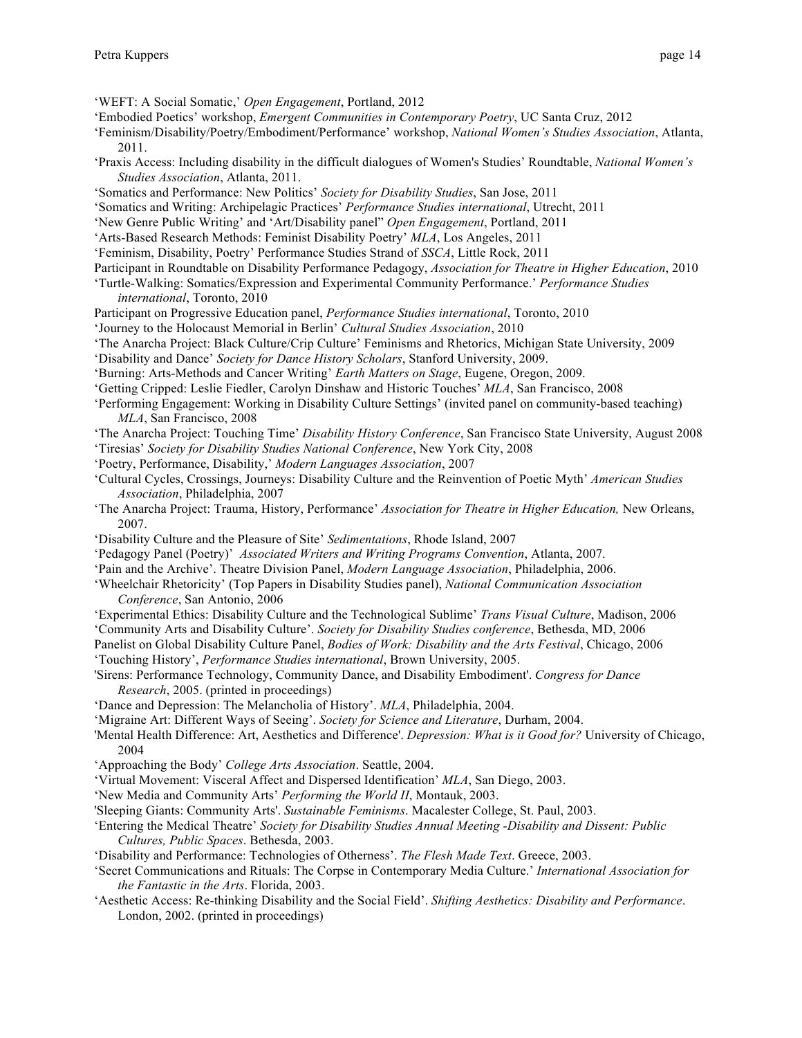'WEFT: A Social Somatic,' *Open Engagement*, Portland, 2012

'Embodied Poetics' workshop, *Emergent Communities in Contemporary Poetry*, UC Santa Cruz, 2012

'Feminism/Disability/Poetry/Embodiment/Performance' workshop, *National Women's Studies Association*, Atlanta, 2011.

'Praxis Access: Including disability in the difficult dialogues of Women's Studies' Roundtable, *National Women's Studies Association*, Atlanta, 2011.

'Somatics and Performance: New Politics' *Society for Disability Studies*, San Jose, 2011

'Somatics and Writing: Archipelagic Practices' *Performance Studies international*, Utrecht, 2011

'New Genre Public Writing' and 'Art/Disability panel" *Open Engagement*, Portland, 2011

'Arts-Based Research Methods: Feminist Disability Poetry' *MLA*, Los Angeles, 2011

'Feminism, Disability, Poetry' Performance Studies Strand of *SSCA*, Little Rock, 2011

Participant in Roundtable on Disability Performance Pedagogy, *Association for Theatre in Higher Education*, 2010

'Turtle-Walking: Somatics/Expression and Experimental Community Performance.' *Performance Studies international*, Toronto, 2010

Participant on Progressive Education panel, *Performance Studies international*, Toronto, 2010

'Journey to the Holocaust Memorial in Berlin' *Cultural Studies Association*, 2010

'The Anarcha Project: Black Culture/Crip Culture' Feminisms and Rhetorics, Michigan State University, 2009

'Disability and Dance' *Society for Dance History Scholars*, Stanford University, 2009.

'Burning: Arts-Methods and Cancer Writing' *Earth Matters on Stage*, Eugene, Oregon, 2009.

'Getting Cripped: Leslie Fiedler, Carolyn Dinshaw and Historic Touches' *MLA*, San Francisco, 2008

'Performing Engagement: Working in Disability Culture Settings' (invited panel on community-based teaching) *MLA*, San Francisco, 2008

'The Anarcha Project: Touching Time' *Disability History Conference*, San Francisco State University, August 2008

'Tiresias' *Society for Disability Studies National Conference*, New York City, 2008

'Poetry, Performance, Disability,' *Modern Languages Association*, 2007

'Cultural Cycles, Crossings, Journeys: Disability Culture and the Reinvention of Poetic Myth' *American Studies Association*, Philadelphia, 2007

'The Anarcha Project: Trauma, History, Performance' *Association for Theatre in Higher Education,* New Orleans, 2007.

'Disability Culture and the Pleasure of Site' *Sedimentations*, Rhode Island, 2007

'Pedagogy Panel (Poetry)' *Associated Writers and Writing Programs Convention*, Atlanta, 2007.

'Pain and the Archive'. Theatre Division Panel, *Modern Language Association*, Philadelphia, 2006.

'Wheelchair Rhetoricity' (Top Papers in Disability Studies panel), *National Communication Association Conference*, San Antonio, 2006

'Experimental Ethics: Disability Culture and the Technological Sublime' *Trans Visual Culture*, Madison, 2006

'Community Arts and Disability Culture'. *Society for Disability Studies conference*, Bethesda, MD, 2006

Panelist on Global Disability Culture Panel, *Bodies of Work: Disability and the Arts Festival*, Chicago, 2006

'Touching History', *Performance Studies international*, Brown University, 2005.

'Sirens: Performance Technology, Community Dance, and Disability Embodiment'. *Congress for Dance Research*, 2005. (printed in proceedings)

'Dance and Depression: The Melancholia of History'. *MLA*, Philadelphia, 2004.

'Migraine Art: Different Ways of Seeing'. *Society for Science and Literature*, Durham, 2004.

'Mental Health Difference: Art, Aesthetics and Difference'. *Depression: What is it Good for?* University of Chicago, 2004

'Approaching the Body' *College Arts Association*. Seattle, 2004.

'Virtual Movement: Visceral Affect and Dispersed Identification' *MLA*, San Diego, 2003.

'New Media and Community Arts' *Performing the World II*, Montauk, 2003.

'Sleeping Giants: Community Arts'. *Sustainable Feminisms*. Macalester College, St. Paul, 2003.

'Entering the Medical Theatre' *Society for Disability Studies Annual Meeting -Disability and Dissent: Public Cultures, Public Spaces*. Bethesda, 2003.

'Disability and Performance: Technologies of Otherness'. *The Flesh Made Text*. Greece, 2003.

'Secret Communications and Rituals: The Corpse in Contemporary Media Culture.' *International Association for the Fantastic in the Arts*. Florida, 2003.

'Aesthetic Access: Re-thinking Disability and the Social Field'. *Shifting Aesthetics: Disability and Performance*. London, 2002. (printed in proceedings)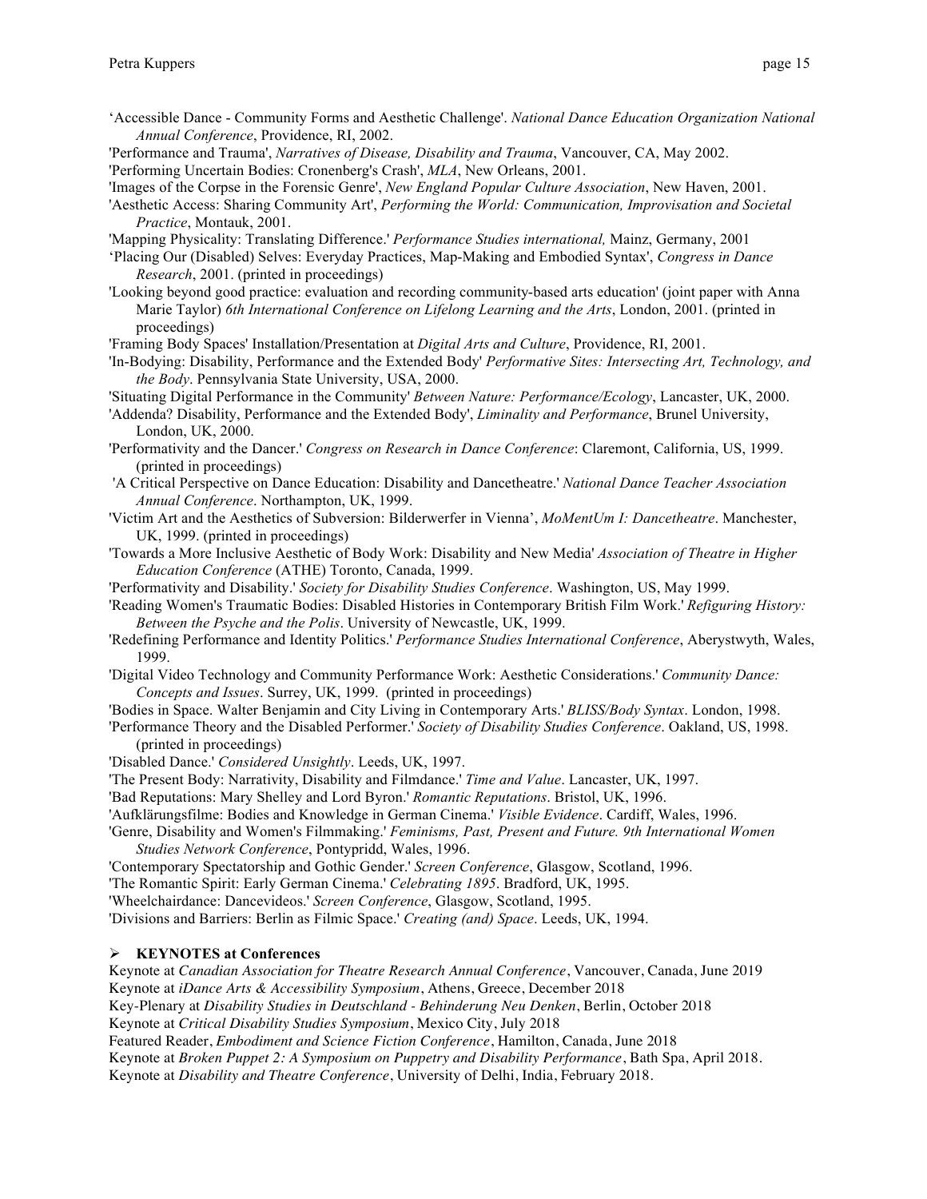'Accessible Dance - Community Forms and Aesthetic Challenge'. *National Dance Education Organization National Annual Conference*, Providence, RI, 2002.

'Performance and Trauma', *Narratives of Disease, Disability and Trauma*, Vancouver, CA, May 2002.

'Performing Uncertain Bodies: Cronenberg's Crash', *MLA*, New Orleans, 2001.

'Images of the Corpse in the Forensic Genre', *New England Popular Culture Association*, New Haven, 2001.

'Aesthetic Access: Sharing Community Art', *Performing the World: Communication, Improvisation and Societal Practice*, Montauk, 2001.

'Mapping Physicality: Translating Difference.' *Performance Studies international,* Mainz, Germany, 2001

'Placing Our (Disabled) Selves: Everyday Practices, Map-Making and Embodied Syntax', *Congress in Dance Research*, 2001. (printed in proceedings)

'Looking beyond good practice: evaluation and recording community-based arts education' (joint paper with Anna Marie Taylor) *6th International Conference on Lifelong Learning and the Arts*, London, 2001. (printed in proceedings)

'Framing Body Spaces' Installation/Presentation at *Digital Arts and Culture*, Providence, RI, 2001.

'In-Bodying: Disability, Performance and the Extended Body' *Performative Sites: Intersecting Art, Technology, and the Body*. Pennsylvania State University, USA, 2000.

'Situating Digital Performance in the Community' *Between Nature: Performance/Ecology*, Lancaster, UK, 2000.

'Addenda? Disability, Performance and the Extended Body', *Liminality and Performance*, Brunel University, London, UK, 2000.

'Performativity and the Dancer.' *Congress on Research in Dance Conference*: Claremont, California, US, 1999. (printed in proceedings)

'A Critical Perspective on Dance Education: Disability and Dancetheatre.' *National Dance Teacher Association Annual Conference*. Northampton, UK, 1999.

'Victim Art and the Aesthetics of Subversion: Bilderwerfer in Vienna', *MoMentUm I: Dancetheatre*. Manchester, UK, 1999. (printed in proceedings)

'Towards a More Inclusive Aesthetic of Body Work: Disability and New Media' *Association of Theatre in Higher Education Conference* (ATHE) Toronto, Canada, 1999.

'Performativity and Disability.' *Society for Disability Studies Conference*. Washington, US, May 1999.

'Reading Women's Traumatic Bodies: Disabled Histories in Contemporary British Film Work.' *Refiguring History: Between the Psyche and the Polis*. University of Newcastle, UK, 1999.

'Redefining Performance and Identity Politics.' *Performance Studies International Conference*, Aberystwyth, Wales, 1999.

'Digital Video Technology and Community Performance Work: Aesthetic Considerations.' *Community Dance: Concepts and Issues*. Surrey, UK, 1999. (printed in proceedings)

'Bodies in Space. Walter Benjamin and City Living in Contemporary Arts.' *BLISS/Body Syntax*. London, 1998.

'Performance Theory and the Disabled Performer.' *Society of Disability Studies Conference*. Oakland, US, 1998. (printed in proceedings)

'Disabled Dance.' *Considered Unsightly*. Leeds, UK, 1997.

'The Present Body: Narrativity, Disability and Filmdance.' *Time and Value*. Lancaster, UK, 1997.

'Bad Reputations: Mary Shelley and Lord Byron.' *Romantic Reputations*. Bristol, UK, 1996.

'Aufklärungsfilme: Bodies and Knowledge in German Cinema.' *Visible Evidence*. Cardiff, Wales, 1996.

'Genre, Disability and Women's Filmmaking.' *Feminisms, Past, Present and Future. 9th International Women Studies Network Conference*, Pontypridd, Wales, 1996.

'Contemporary Spectatorship and Gothic Gender.' *Screen Conference*, Glasgow, Scotland, 1996.

'The Romantic Spirit: Early German Cinema.' *Celebrating 1895*. Bradford, UK, 1995.

'Wheelchairdance: Dancevideos.' *Screen Conference*, Glasgow, Scotland, 1995.

'Divisions and Barriers: Berlin as Filmic Space.' *Creating (and) Space*. Leeds, UK, 1994.

- **KEYNOTES at Conferences**

Keynote at *Canadian Association for Theatre Research Annual Conference*, Vancouver, Canada, June 2019

Keynote at *iDance Arts & Accessibility Symposium*, Athens, Greece, December 2018

Key-Plenary at *Disability Studies in Deutschland - Behinderung Neu Denken*, Berlin, October 2018

Keynote at *Critical Disability Studies Symposium*, Mexico City, July 2018

Featured Reader, *Embodiment and Science Fiction Conference*, Hamilton, Canada, June 2018

Keynote at *Broken Puppet 2: A Symposium on Puppetry and Disability Performance*, Bath Spa, April 2018.

Keynote at *Disability and Theatre Conference*, University of Delhi, India, February 2018.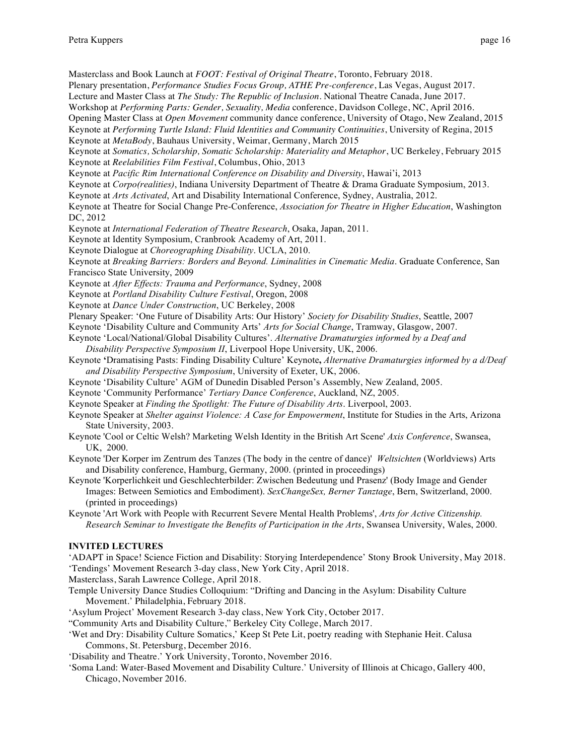Masterclass and Book Launch at *FOOT: Festival of Original Theatre*, Toronto, February 2018.
Plenary presentation, *Performance Studies Focus Group, ATHE Pre-conference*, Las Vegas, August 2017.
Lecture and Master Class at *The Study: The Republic of Inclusion*. National Theatre Canada, June 2017.
Workshop at *Performing Parts: Gender, Sexuality, Media* conference, Davidson College, NC, April 2016.
Opening Master Class at *Open Movement* community dance conference, University of Otago, New Zealand, 2015
Keynote at *Performing Turtle Island: Fluid Identities and Community Continuities*, University of Regina, 2015
Keynote at *MetaBody*, Bauhaus University, Weimar, Germany, March 2015
Keynote at *Somatics, Scholarship, Somatic Scholarship: Materiality and Metaphor*, UC Berkeley, February 2015
Keynote at *Reelabilities Film Festival*, Columbus, Ohio, 2013
Keynote at *Pacific Rim International Conference on Disability and Diversity*, Hawai'i, 2013
Keynote at *Corpo(realities)*, Indiana University Department of Theatre & Drama Graduate Symposium, 2013.
Keynote at *Arts Activated*, Art and Disability International Conference, Sydney, Australia, 2012.
Keynote at Theatre for Social Change Pre-Conference, *Association for Theatre in Higher Education*, Washington DC, 2012
Keynote at *International Federation of Theatre Research*, Osaka, Japan, 2011.
Keynote at Identity Symposium, Cranbrook Academy of Art, 2011.
Keynote Dialogue at *Choreographing Disability*. UCLA, 2010.
Keynote at *Breaking Barriers: Borders and Beyond. Liminalities in Cinematic Media*. Graduate Conference, San Francisco State University, 2009
Keynote at *After Effects: Trauma and Performance*, Sydney, 2008
Keynote at *Portland Disability Culture Festival*, Oregon, 2008
Keynote at *Dance Under Construction*, UC Berkeley, 2008
Plenary Speaker: 'One Future of Disability Arts: Our History' *Society for Disability Studies*, Seattle, 2007
Keynote 'Disability Culture and Community Arts' *Arts for Social Change*, Tramway, Glasgow, 2007.
Keynote 'Local/National/Global Disability Cultures'. *Alternative Dramaturgies informed by a Deaf and Disability Perspective Symposium II*, Liverpool Hope University, UK, 2006.
Keynote **'**Dramatising Pasts: Finding Disability Culture' Keynote**,** *Alternative Dramaturgies informed by a d/Deaf and Disability Perspective Symposium*, University of Exeter, UK, 2006.
Keynote 'Disability Culture' AGM of Dunedin Disabled Person's Assembly, New Zealand, 2005.
Keynote 'Community Performance' *Tertiary Dance Conference*, Auckland, NZ, 2005.
Keynote Speaker at *Finding the Spotlight: The Future of Disability Arts*. Liverpool, 2003.
Keynote Speaker at *Shelter against Violence: A Case for Empowerment*, Institute for Studies in the Arts, Arizona State University, 2003.
Keynote 'Cool or Celtic Welsh? Marketing Welsh Identity in the British Art Scene' *Axis Conference*, Swansea, UK, 2000.
Keynote 'Der Korper im Zentrum des Tanzes (The body in the centre of dance)' *Weltsichten* (Worldviews) Arts and Disability conference, Hamburg, Germany, 2000. (printed in proceedings)
Keynote 'Korperlichkeit und Geschlechterbilder: Zwischen Bedeutung und Prasenz' (Body Image and Gender Images: Between Semiotics and Embodiment). *SexChangeSex, Berner Tanztage*, Bern, Switzerland, 2000. (printed in proceedings)
Keynote 'Art Work with People with Recurrent Severe Mental Health Problems', *Arts for Active Citizenship. Research Seminar to Investigate the Benefits of Participation in the Arts*, Swansea University, Wales, 2000.

**INVITED LECTURES**

'ADAPT in Space! Science Fiction and Disability: Storying Interdependence' Stony Brook University, May 2018.
'Tendings' Movement Research 3-day class, New York City, April 2018.
Masterclass, Sarah Lawrence College, April 2018.
Temple University Dance Studies Colloquium: "Drifting and Dancing in the Asylum: Disability Culture Movement.' Philadelphia, February 2018.
'Asylum Project' Movement Research 3-day class, New York City, October 2017.
"Community Arts and Disability Culture," Berkeley City College, March 2017.
'Wet and Dry: Disability Culture Somatics,' Keep St Pete Lit, poetry reading with Stephanie Heit. Calusa Commons, St. Petersburg, December 2016.
'Disability and Theatre.' York University, Toronto, November 2016.
'Soma Land: Water-Based Movement and Disability Culture.' University of Illinois at Chicago, Gallery 400, Chicago, November 2016.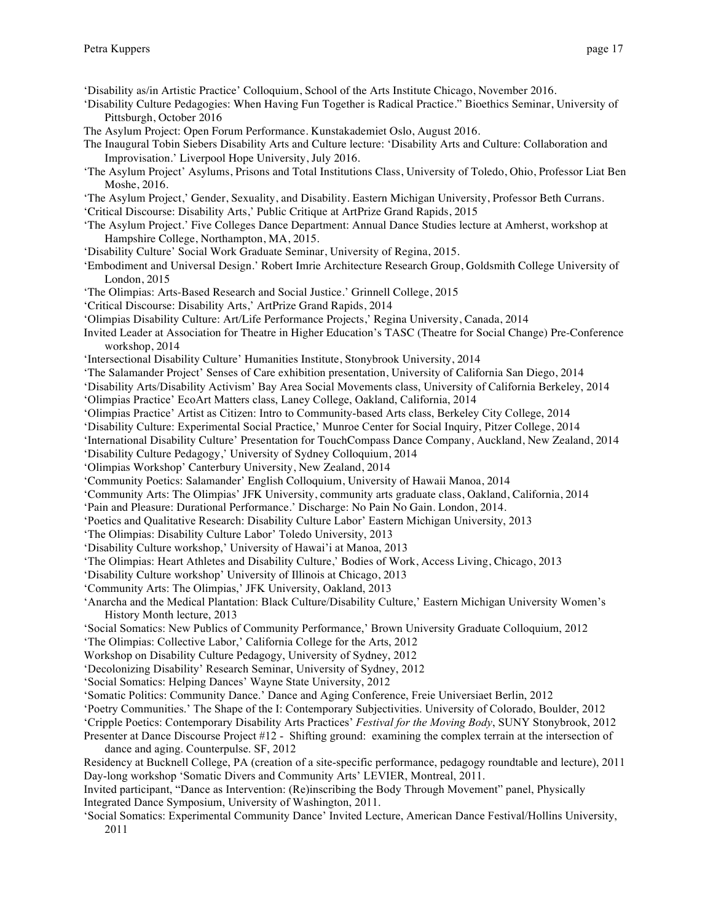'Disability as/in Artistic Practice' Colloquium, School of the Arts Institute Chicago, November 2016.

'Disability Culture Pedagogies: When Having Fun Together is Radical Practice." Bioethics Seminar, University of Pittsburgh, October 2016

The Asylum Project: Open Forum Performance. Kunstakademiet Oslo, August 2016.

The Inaugural Tobin Siebers Disability Arts and Culture lecture: 'Disability Arts and Culture: Collaboration and Improvisation.' Liverpool Hope University, July 2016.

'The Asylum Project' Asylums, Prisons and Total Institutions Class, University of Toledo, Ohio, Professor Liat Ben Moshe, 2016.

'The Asylum Project,' Gender, Sexuality, and Disability. Eastern Michigan University, Professor Beth Currans.

'Critical Discourse: Disability Arts,' Public Critique at ArtPrize Grand Rapids, 2015

'The Asylum Project.' Five Colleges Dance Department: Annual Dance Studies lecture at Amherst, workshop at Hampshire College, Northampton, MA, 2015.

'Disability Culture' Social Work Graduate Seminar, University of Regina, 2015.

'Embodiment and Universal Design.' Robert Imrie Architecture Research Group, Goldsmith College University of London, 2015

'The Olimpias: Arts-Based Research and Social Justice.' Grinnell College, 2015

'Critical Discourse: Disability Arts,' ArtPrize Grand Rapids, 2014

'Olimpias Disability Culture: Art/Life Performance Projects,' Regina University, Canada, 2014

Invited Leader at Association for Theatre in Higher Education's TASC (Theatre for Social Change) Pre-Conference workshop, 2014

'Intersectional Disability Culture' Humanities Institute, Stonybrook University, 2014

'The Salamander Project' Senses of Care exhibition presentation, University of California San Diego, 2014

'Disability Arts/Disability Activism' Bay Area Social Movements class, University of California Berkeley, 2014

'Olimpias Practice' EcoArt Matters class, Laney College, Oakland, California, 2014

'Olimpias Practice' Artist as Citizen: Intro to Community-based Arts class, Berkeley City College, 2014

'Disability Culture: Experimental Social Practice,' Munroe Center for Social Inquiry, Pitzer College, 2014

'International Disability Culture' Presentation for TouchCompass Dance Company, Auckland, New Zealand, 2014

'Disability Culture Pedagogy,' University of Sydney Colloquium, 2014

'Olimpias Workshop' Canterbury University, New Zealand, 2014

'Community Poetics: Salamander' English Colloquium, University of Hawaii Manoa, 2014

'Community Arts: The Olimpias' JFK University, community arts graduate class, Oakland, California, 2014

'Pain and Pleasure: Durational Performance.' Discharge: No Pain No Gain. London, 2014.

'Poetics and Qualitative Research: Disability Culture Labor' Eastern Michigan University, 2013

'The Olimpias: Disability Culture Labor' Toledo University, 2013

'Disability Culture workshop,' University of Hawai'i at Manoa, 2013

'The Olimpias: Heart Athletes and Disability Culture,' Bodies of Work, Access Living, Chicago, 2013

'Disability Culture workshop' University of Illinois at Chicago, 2013

'Community Arts: The Olimpias,' JFK University, Oakland, 2013

'Anarcha and the Medical Plantation: Black Culture/Disability Culture,' Eastern Michigan University Women's History Month lecture, 2013

'Social Somatics: New Publics of Community Performance,' Brown University Graduate Colloquium, 2012

'The Olimpias: Collective Labor,' California College for the Arts, 2012

Workshop on Disability Culture Pedagogy, University of Sydney, 2012

'Decolonizing Disability' Research Seminar, University of Sydney, 2012

'Social Somatics: Helping Dances' Wayne State University, 2012

'Somatic Politics: Community Dance.' Dance and Aging Conference, Freie Universiaet Berlin, 2012

'Poetry Communities.' The Shape of the I: Contemporary Subjectivities. University of Colorado, Boulder, 2012

'Cripple Poetics: Contemporary Disability Arts Practices' *Festival for the Moving Body*, SUNY Stonybrook, 2012

Presenter at Dance Discourse Project #12 - Shifting ground: examining the complex terrain at the intersection of dance and aging. Counterpulse. SF, 2012

Residency at Bucknell College, PA (creation of a site-specific performance, pedagogy roundtable and lecture), 2011

Day-long workshop 'Somatic Divers and Community Arts' LEVIER, Montreal, 2011.

Invited participant, "Dance as Intervention: (Re)inscribing the Body Through Movement" panel, Physically Integrated Dance Symposium, University of Washington, 2011.

'Social Somatics: Experimental Community Dance' Invited Lecture, American Dance Festival/Hollins University, 2011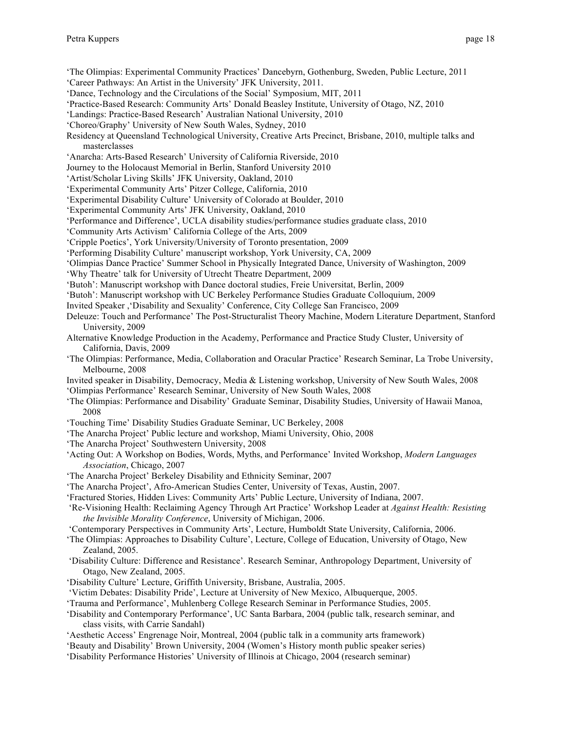'The Olimpias: Experimental Community Practices' Dancebyrn, Gothenburg, Sweden, Public Lecture, 2011

'Career Pathways: An Artist in the University' JFK University, 2011.

'Dance, Technology and the Circulations of the Social' Symposium, MIT, 2011

'Practice-Based Research: Community Arts' Donald Beasley Institute, University of Otago, NZ, 2010

'Landings: Practice-Based Research' Australian National University, 2010

'Choreo/Graphy' University of New South Wales, Sydney, 2010

Residency at Queensland Technological University, Creative Arts Precinct, Brisbane, 2010, multiple talks and masterclasses

'Anarcha: Arts-Based Research' University of California Riverside, 2010

Journey to the Holocaust Memorial in Berlin, Stanford University 2010

'Artist/Scholar Living Skills' JFK University, Oakland, 2010

'Experimental Community Arts' Pitzer College, California, 2010

'Experimental Disability Culture' University of Colorado at Boulder, 2010

'Experimental Community Arts' JFK University, Oakland, 2010

'Performance and Difference', UCLA disability studies/performance studies graduate class, 2010

'Community Arts Activism' California College of the Arts, 2009

'Cripple Poetics', York University/University of Toronto presentation, 2009

'Performing Disability Culture' manuscript workshop, York University, CA, 2009

'Olimpias Dance Practice' Summer School in Physically Integrated Dance, University of Washington, 2009

'Why Theatre' talk for University of Utrecht Theatre Department, 2009

'Butoh': Manuscript workshop with Dance doctoral studies, Freie Universitat, Berlin, 2009

'Butoh': Manuscript workshop with UC Berkeley Performance Studies Graduate Colloquium, 2009

Invited Speaker ,'Disability and Sexuality' Conference, City College San Francisco, 2009

Deleuze: Touch and Performance' The Post-Structuralist Theory Machine, Modern Literature Department, Stanford University, 2009

Alternative Knowledge Production in the Academy, Performance and Practice Study Cluster, University of California, Davis, 2009

'The Olimpias: Performance, Media, Collaboration and Oracular Practice' Research Seminar, La Trobe University, Melbourne, 2008

Invited speaker in Disability, Democracy, Media & Listening workshop, University of New South Wales, 2008

'Olimpias Performance' Research Seminar, University of New South Wales, 2008

'The Olimpias: Performance and Disability' Graduate Seminar, Disability Studies, University of Hawaii Manoa, 2008

'Touching Time' Disability Studies Graduate Seminar, UC Berkeley, 2008

'The Anarcha Project' Public lecture and workshop, Miami University, Ohio, 2008

'The Anarcha Project' Southwestern University, 2008

'Acting Out: A Workshop on Bodies, Words, Myths, and Performance' Invited Workshop, *Modern Languages Association*, Chicago, 2007

'The Anarcha Project' Berkeley Disability and Ethnicity Seminar, 2007

'The Anarcha Project', Afro-American Studies Center, University of Texas, Austin, 2007.

'Fractured Stories, Hidden Lives: Community Arts' Public Lecture, University of Indiana, 2007.

'Re-Visioning Health: Reclaiming Agency Through Art Practice' Workshop Leader at *Against Health: Resisting the Invisible Morality Conference*, University of Michigan, 2006.

'Contemporary Perspectives in Community Arts', Lecture, Humboldt State University, California, 2006.

'The Olimpias: Approaches to Disability Culture', Lecture, College of Education, University of Otago, New Zealand, 2005.

'Disability Culture: Difference and Resistance'. Research Seminar, Anthropology Department, University of Otago, New Zealand, 2005.

'Disability Culture' Lecture, Griffith University, Brisbane, Australia, 2005.

'Victim Debates: Disability Pride', Lecture at University of New Mexico, Albuquerque, 2005.

'Trauma and Performance', Muhlenberg College Research Seminar in Performance Studies, 2005.

'Disability and Contemporary Performance', UC Santa Barbara, 2004 (public talk, research seminar, and class visits, with Carrie Sandahl)

'Aesthetic Access' Engrenage Noir, Montreal, 2004 (public talk in a community arts framework)

'Beauty and Disability' Brown University, 2004 (Women's History month public speaker series)

'Disability Performance Histories' University of Illinois at Chicago, 2004 (research seminar)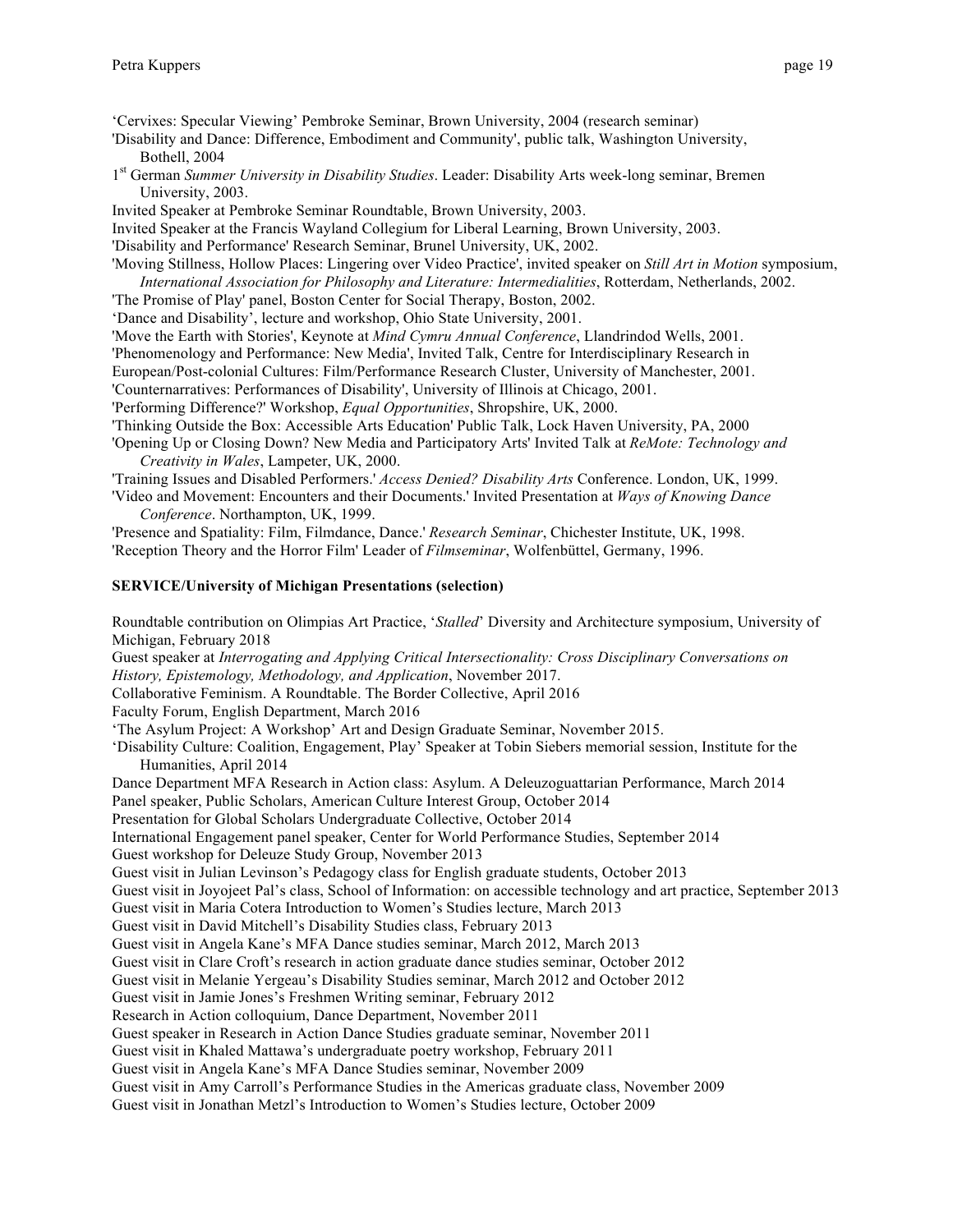'Cervixes: Specular Viewing' Pembroke Seminar, Brown University, 2004 (research seminar)

'Disability and Dance: Difference, Embodiment and Community', public talk, Washington University, Bothell, 2004

1st German *Summer University in Disability Studies*. Leader: Disability Arts week-long seminar, Bremen University, 2003.

Invited Speaker at Pembroke Seminar Roundtable, Brown University, 2003.

Invited Speaker at the Francis Wayland Collegium for Liberal Learning, Brown University, 2003.

'Disability and Performance' Research Seminar, Brunel University, UK, 2002.

'Moving Stillness, Hollow Places: Lingering over Video Practice', invited speaker on *Still Art in Motion* symposium, *International Association for Philosophy and Literature: Intermedialities*, Rotterdam, Netherlands, 2002.

'The Promise of Play' panel, Boston Center for Social Therapy, Boston, 2002.

'Dance and Disability', lecture and workshop, Ohio State University, 2001.

'Move the Earth with Stories', Keynote at *Mind Cymru Annual Conference*, Llandrindod Wells, 2001.

'Phenomenology and Performance: New Media', Invited Talk, Centre for Interdisciplinary Research in European/Post-colonial Cultures: Film/Performance Research Cluster, University of Manchester, 2001.

'Counternarratives: Performances of Disability', University of Illinois at Chicago, 2001.

'Performing Difference?' Workshop, *Equal Opportunities*, Shropshire, UK, 2000.

'Thinking Outside the Box: Accessible Arts Education' Public Talk, Lock Haven University, PA, 2000

'Opening Up or Closing Down? New Media and Participatory Arts' Invited Talk at *ReMote: Technology and Creativity in Wales*, Lampeter, UK, 2000.

'Training Issues and Disabled Performers.' *Access Denied? Disability Arts* Conference. London, UK, 1999.

'Video and Movement: Encounters and their Documents.' Invited Presentation at *Ways of Knowing Dance Conference*. Northampton, UK, 1999.

'Presence and Spatiality: Film, Filmdance, Dance.' *Research Seminar*, Chichester Institute, UK, 1998.

'Reception Theory and the Horror Film' Leader of *Filmseminar*, Wolfenbüttel, Germany, 1996.

**SERVICE/University of Michigan Presentations (selection)**

Roundtable contribution on Olimpias Art Practice, '*Stalled*' Diversity and Architecture symposium, University of Michigan, February 2018

Guest speaker at *Interrogating and Applying Critical Intersectionality: Cross Disciplinary Conversations on History, Epistemology, Methodology, and Application*, November 2017.

Collaborative Feminism. A Roundtable. The Border Collective, April 2016

Faculty Forum, English Department, March 2016

'The Asylum Project: A Workshop' Art and Design Graduate Seminar, November 2015.

'Disability Culture: Coalition, Engagement, Play' Speaker at Tobin Siebers memorial session, Institute for the Humanities, April 2014

Dance Department MFA Research in Action class: Asylum. A Deleuzoguattarian Performance, March 2014

Panel speaker, Public Scholars, American Culture Interest Group, October 2014

Presentation for Global Scholars Undergraduate Collective, October 2014

International Engagement panel speaker, Center for World Performance Studies, September 2014

Guest workshop for Deleuze Study Group, November 2013

Guest visit in Julian Levinson's Pedagogy class for English graduate students, October 2013

Guest visit in Joyojeet Pal's class, School of Information: on accessible technology and art practice, September 2013

Guest visit in Maria Cotera Introduction to Women's Studies lecture, March 2013

Guest visit in David Mitchell's Disability Studies class, February 2013

Guest visit in Angela Kane's MFA Dance studies seminar, March 2012, March 2013

Guest visit in Clare Croft's research in action graduate dance studies seminar, October 2012

Guest visit in Melanie Yergeau's Disability Studies seminar, March 2012 and October 2012

Guest visit in Jamie Jones's Freshmen Writing seminar, February 2012

Research in Action colloquium, Dance Department, November 2011

Guest speaker in Research in Action Dance Studies graduate seminar, November 2011

Guest visit in Khaled Mattawa's undergraduate poetry workshop, February 2011

Guest visit in Angela Kane's MFA Dance Studies seminar, November 2009

Guest visit in Amy Carroll's Performance Studies in the Americas graduate class, November 2009

Guest visit in Jonathan Metzl's Introduction to Women's Studies lecture, October 2009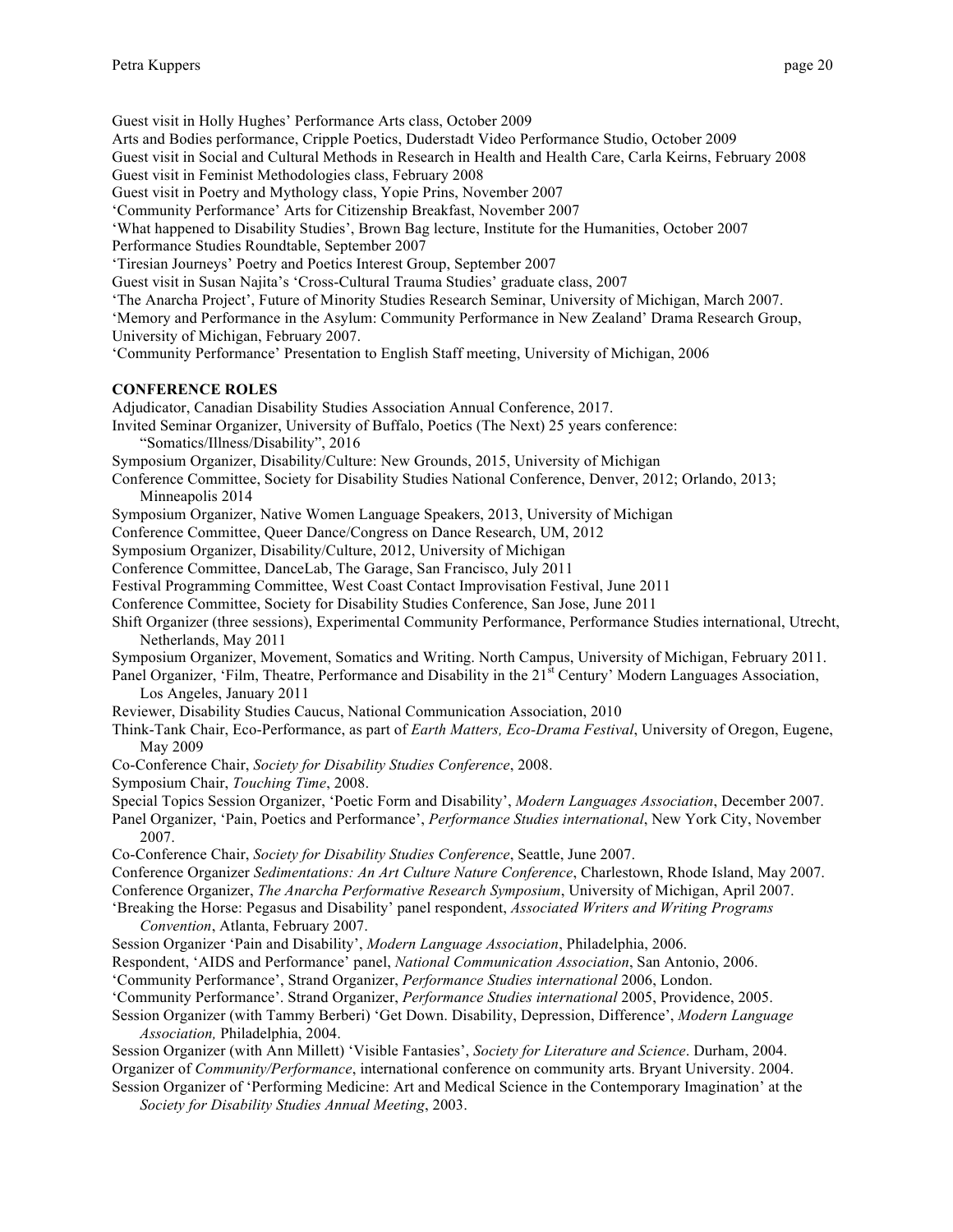Guest visit in Holly Hughes' Performance Arts class, October 2009

Arts and Bodies performance, Cripple Poetics, Duderstadt Video Performance Studio, October 2009

Guest visit in Social and Cultural Methods in Research in Health and Health Care, Carla Keirns, February 2008

Guest visit in Feminist Methodologies class, February 2008

Guest visit in Poetry and Mythology class, Yopie Prins, November 2007

'Community Performance' Arts for Citizenship Breakfast, November 2007

'What happened to Disability Studies', Brown Bag lecture, Institute for the Humanities, October 2007

Performance Studies Roundtable, September 2007

'Tiresian Journeys' Poetry and Poetics Interest Group, September 2007

Guest visit in Susan Najita's 'Cross-Cultural Trauma Studies' graduate class, 2007

'The Anarcha Project', Future of Minority Studies Research Seminar, University of Michigan, March 2007.

'Memory and Performance in the Asylum: Community Performance in New Zealand' Drama Research Group, University of Michigan, February 2007.

'Community Performance' Presentation to English Staff meeting, University of Michigan, 2006

**CONFERENCE ROLES**

Adjudicator, Canadian Disability Studies Association Annual Conference, 2017.

Invited Seminar Organizer, University of Buffalo, Poetics (The Next) 25 years conference: "Somatics/Illness/Disability", 2016

Symposium Organizer, Disability/Culture: New Grounds, 2015, University of Michigan

Conference Committee, Society for Disability Studies National Conference, Denver, 2012; Orlando, 2013; Minneapolis 2014

Symposium Organizer, Native Women Language Speakers, 2013, University of Michigan

Conference Committee, Queer Dance/Congress on Dance Research, UM, 2012

Symposium Organizer, Disability/Culture, 2012, University of Michigan

Conference Committee, DanceLab, The Garage, San Francisco, July 2011

Festival Programming Committee, West Coast Contact Improvisation Festival, June 2011

Conference Committee, Society for Disability Studies Conference, San Jose, June 2011

Shift Organizer (three sessions), Experimental Community Performance, Performance Studies international, Utrecht, Netherlands, May 2011

Symposium Organizer, Movement, Somatics and Writing. North Campus, University of Michigan, February 2011.

Panel Organizer, 'Film, Theatre, Performance and Disability in the 21st Century' Modern Languages Association, Los Angeles, January 2011

Reviewer, Disability Studies Caucus, National Communication Association, 2010

Think-Tank Chair, Eco-Performance, as part of *Earth Matters, Eco-Drama Festival*, University of Oregon, Eugene, May 2009

Co-Conference Chair, *Society for Disability Studies Conference*, 2008.

Symposium Chair, *Touching Time*, 2008.

Special Topics Session Organizer, 'Poetic Form and Disability', *Modern Languages Association*, December 2007.

Panel Organizer, 'Pain, Poetics and Performance', *Performance Studies international*, New York City, November 2007.

Co-Conference Chair, *Society for Disability Studies Conference*, Seattle, June 2007.

Conference Organizer *Sedimentations: An Art Culture Nature Conference*, Charlestown, Rhode Island, May 2007.

Conference Organizer, *The Anarcha Performative Research Symposium*, University of Michigan, April 2007.

'Breaking the Horse: Pegasus and Disability' panel respondent, *Associated Writers and Writing Programs Convention*, Atlanta, February 2007.

Session Organizer 'Pain and Disability', *Modern Language Association*, Philadelphia, 2006.

Respondent, 'AIDS and Performance' panel, *National Communication Association*, San Antonio, 2006.

'Community Performance', Strand Organizer, *Performance Studies international* 2006, London.

'Community Performance'. Strand Organizer, *Performance Studies international* 2005, Providence, 2005.

Session Organizer (with Tammy Berberi) 'Get Down. Disability, Depression, Difference', *Modern Language Association,* Philadelphia, 2004.

Session Organizer (with Ann Millett) 'Visible Fantasies', *Society for Literature and Science*. Durham, 2004.

Organizer of *Community/Performance*, international conference on community arts. Bryant University. 2004.

Session Organizer of 'Performing Medicine: Art and Medical Science in the Contemporary Imagination' at the *Society for Disability Studies Annual Meeting*, 2003.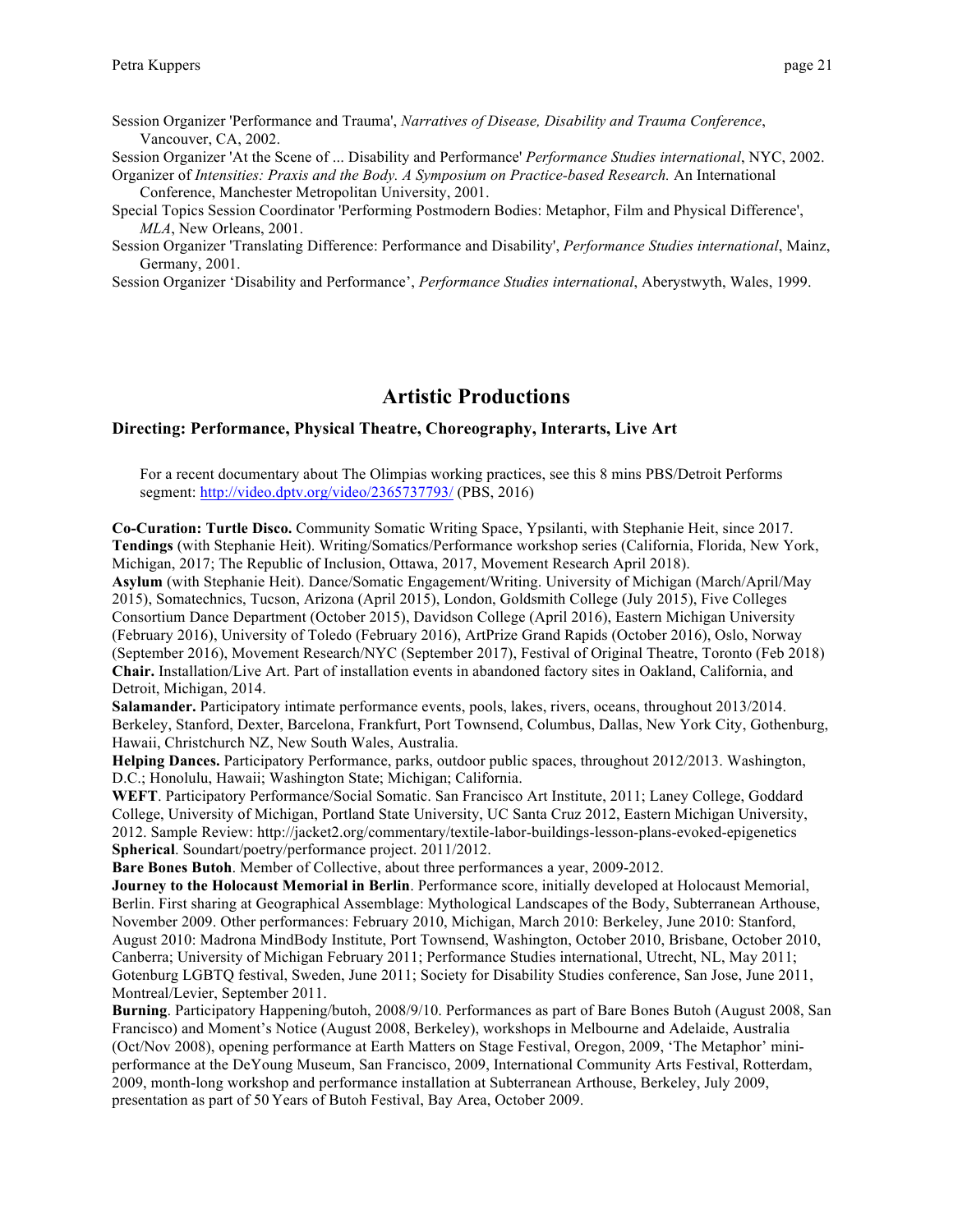Session Organizer 'Performance and Trauma', *Narratives of Disease, Disability and Trauma Conference*, Vancouver, CA, 2002.

Session Organizer 'At the Scene of ... Disability and Performance' *Performance Studies international*, NYC, 2002.

Organizer of *Intensities: Praxis and the Body. A Symposium on Practice-based Research.* An International Conference, Manchester Metropolitan University, 2001.

Special Topics Session Coordinator 'Performing Postmodern Bodies: Metaphor, Film and Physical Difference', *MLA*, New Orleans, 2001.

Session Organizer 'Translating Difference: Performance and Disability', *Performance Studies international*, Mainz, Germany, 2001.

Session Organizer 'Disability and Performance', *Performance Studies international*, Aberystwyth, Wales, 1999.

# Artistic Productions

### Directing: Performance, Physical Theatre, Choreography, Interarts, Live Art

For a recent documentary about The Olimpias working practices, see this 8 mins PBS/Detroit Performs segment: [http://video.dptv.org/video/2365737793/](http://video.dptv.org/video/2365737793/) (PBS, 2016)

**Co-Curation: Turtle Disco.** Community Somatic Writing Space, Ypsilanti, with Stephanie Heit, since 2017.

**Tendings** (with Stephanie Heit). Writing/Somatics/Performance workshop series (California, Florida, New York, Michigan, 2017; The Republic of Inclusion, Ottawa, 2017, Movement Research April 2018).

**Asylum** (with Stephanie Heit). Dance/Somatic Engagement/Writing. University of Michigan (March/April/May 2015), Somatechnics, Tucson, Arizona (April 2015), London, Goldsmith College (July 2015), Five Colleges Consortium Dance Department (October 2015), Davidson College (April 2016), Eastern Michigan University (February 2016), University of Toledo (February 2016), ArtPrize Grand Rapids (October 2016), Oslo, Norway (September 2016), Movement Research/NYC (September 2017), Festival of Original Theatre, Toronto (Feb 2018)

**Chair.** Installation/Live Art. Part of installation events in abandoned factory sites in Oakland, California, and Detroit, Michigan, 2014.

**Salamander.** Participatory intimate performance events, pools, lakes, rivers, oceans, throughout 2013/2014. Berkeley, Stanford, Dexter, Barcelona, Frankfurt, Port Townsend, Columbus, Dallas, New York City, Gothenburg, Hawaii, Christchurch NZ, New South Wales, Australia.

**Helping Dances.** Participatory Performance, parks, outdoor public spaces, throughout 2012/2013. Washington, D.C.; Honolulu, Hawaii; Washington State; Michigan; California.

**WEFT**. Participatory Performance/Social Somatic. San Francisco Art Institute, 2011; Laney College, Goddard College, University of Michigan, Portland State University, UC Santa Cruz 2012, Eastern Michigan University, 2012. Sample Review: http://jacket2.org/commentary/textile-labor-buildings-lesson-plans-evoked-epigenetics

**Spherical**. Soundart/poetry/performance project. 2011/2012.

**Bare Bones Butoh**. Member of Collective, about three performances a year, 2009-2012.

**Journey to the Holocaust Memorial in Berlin**. Performance score, initially developed at Holocaust Memorial, Berlin. First sharing at Geographical Assemblage: Mythological Landscapes of the Body, Subterranean Arthouse, November 2009. Other performances: February 2010, Michigan, March 2010: Berkeley, June 2010: Stanford, August 2010: Madrona MindBody Institute, Port Townsend, Washington, October 2010, Brisbane, October 2010, Canberra; University of Michigan February 2011; Performance Studies international, Utrecht, NL, May 2011; Gotenburg LGBTQ festival, Sweden, June 2011; Society for Disability Studies conference, San Jose, June 2011, Montreal/Levier, September 2011.

**Burning**. Participatory Happening/butoh, 2008/9/10. Performances as part of Bare Bones Butoh (August 2008, San Francisco) and Moment's Notice (August 2008, Berkeley), workshops in Melbourne and Adelaide, Australia (Oct/Nov 2008), opening performance at Earth Matters on Stage Festival, Oregon, 2009, 'The Metaphor' mini-performance at the DeYoung Museum, San Francisco, 2009, International Community Arts Festival, Rotterdam, 2009, month-long workshop and performance installation at Subterranean Arthouse, Berkeley, July 2009, presentation as part of 50 Years of Butoh Festival, Bay Area, October 2009.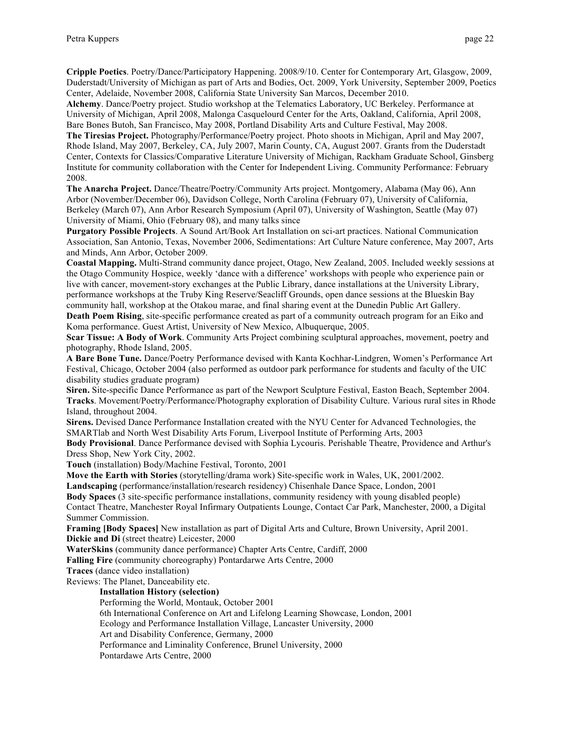**Cripple Poetics**. Poetry/Dance/Participatory Happening. 2008/9/10. Center for Contemporary Art, Glasgow, 2009, Duderstadt/University of Michigan as part of Arts and Bodies, Oct. 2009, York University, September 2009, Poetics Center, Adelaide, November 2008, California State University San Marcos, December 2010.

**Alchemy**. Dance/Poetry project. Studio workshop at the Telematics Laboratory, UC Berkeley. Performance at University of Michigan, April 2008, Malonga Casquelourd Center for the Arts, Oakland, California, April 2008, Bare Bones Butoh, San Francisco, May 2008, Portland Disability Arts and Culture Festival, May 2008.

**The Tiresias Project.** Photography/Performance/Poetry project. Photo shoots in Michigan, April and May 2007, Rhode Island, May 2007, Berkeley, CA, July 2007, Marin County, CA, August 2007. Grants from the Duderstadt Center, Contexts for Classics/Comparative Literature University of Michigan, Rackham Graduate School, Ginsberg Institute for community collaboration with the Center for Independent Living. Community Performance: February 2008.

**The Anarcha Project.** Dance/Theatre/Poetry/Community Arts project. Montgomery, Alabama (May 06), Ann Arbor (November/December 06), Davidson College, North Carolina (February 07), University of California, Berkeley (March 07), Ann Arbor Research Symposium (April 07), University of Washington, Seattle (May 07) University of Miami, Ohio (February 08), and many talks since

**Purgatory Possible Projects**. A Sound Art/Book Art Installation on sci-art practices. National Communication Association, San Antonio, Texas, November 2006, Sedimentations: Art Culture Nature conference, May 2007, Arts and Minds, Ann Arbor, October 2009.

**Coastal Mapping.** Multi-Strand community dance project, Otago, New Zealand, 2005. Included weekly sessions at the Otago Community Hospice, weekly 'dance with a difference' workshops with people who experience pain or live with cancer, movement-story exchanges at the Public Library, dance installations at the University Library, performance workshops at the Truby King Reserve/Seacliff Grounds, open dance sessions at the Blueskin Bay community hall, workshop at the Otakou marae, and final sharing event at the Dunedin Public Art Gallery.

**Death Poem Rising**, site-specific performance created as part of a community outreach program for an Eiko and Koma performance. Guest Artist, University of New Mexico, Albuquerque, 2005.

**Scar Tissue: A Body of Work**. Community Arts Project combining sculptural approaches, movement, poetry and photography, Rhode Island, 2005.

**A Bare Bone Tune.** Dance/Poetry Performance devised with Kanta Kochhar-Lindgren, Women's Performance Art Festival, Chicago, October 2004 (also performed as outdoor park performance for students and faculty of the UIC disability studies graduate program)

**Siren.** Site-specific Dance Performance as part of the Newport Sculpture Festival, Easton Beach, September 2004.

**Tracks**. Movement/Poetry/Performance/Photography exploration of Disability Culture. Various rural sites in Rhode Island, throughout 2004.

**Sirens.** Devised Dance Performance Installation created with the NYU Center for Advanced Technologies, the SMARTlab and North West Disability Arts Forum, Liverpool Institute of Performing Arts, 2003

**Body Provisional**. Dance Performance devised with Sophia Lycouris. Perishable Theatre, Providence and Arthur's Dress Shop, New York City, 2002.

**Touch** (installation) Body/Machine Festival, Toronto, 2001

**Move the Earth with Stories** (storytelling/drama work) Site-specific work in Wales, UK, 2001/2002.

**Landscaping** (performance/installation/research residency) Chisenhale Dance Space, London, 2001

**Body Spaces** (3 site-specific performance installations, community residency with young disabled people) Contact Theatre, Manchester Royal Infirmary Outpatients Lounge, Contact Car Park, Manchester, 2000, a Digital Summer Commission.

**Framing [Body Spaces]** New installation as part of Digital Arts and Culture, Brown University, April 2001.

**Dickie and Di** (street theatre) Leicester, 2000

**WaterSkins** (community dance performance) Chapter Arts Centre, Cardiff, 2000

**Falling Fire** (community choreography) Pontardarwe Arts Centre, 2000

**Traces** (dance video installation)

Reviews: The Planet, Danceability etc.

**Installation History (selection)**

Performing the World, Montauk, October 2001

6th International Conference on Art and Lifelong Learning Showcase, London, 2001

Ecology and Performance Installation Village, Lancaster University, 2000

Art and Disability Conference, Germany, 2000

Performance and Liminality Conference, Brunel University, 2000

Pontardawe Arts Centre, 2000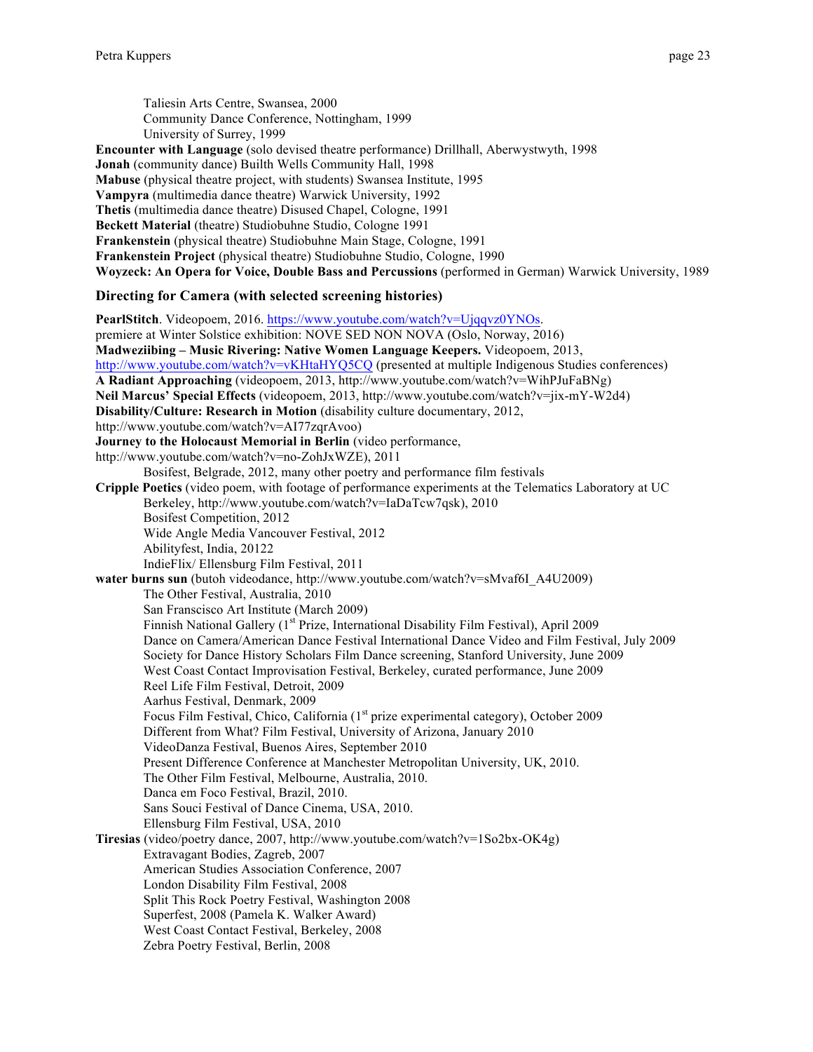Taliesin Arts Centre, Swansea, 2000
Community Dance Conference, Nottingham, 1999
University of Surrey, 1999

**Encounter with Language** (solo devised theatre performance) Drillhall, Aberwystwyth, 1998
**Jonah** (community dance) Builth Wells Community Hall, 1998
**Mabuse** (physical theatre project, with students) Swansea Institute, 1995
**Vampyra** (multimedia dance theatre) Warwick University, 1992
**Thetis** (multimedia dance theatre) Disused Chapel, Cologne, 1991
**Beckett Material** (theatre) Studiobuhne Studio, Cologne 1991
**Frankenstein** (physical theatre) Studiobuhne Main Stage, Cologne, 1991
**Frankenstein Project** (physical theatre) Studiobuhne Studio, Cologne, 1990
**Woyzeck: An Opera for Voice, Double Bass and Percussions** (performed in German) Warwick University, 1989

### Directing for Camera (with selected screening histories)

**PearlStitch**. Videopoem, 2016. https://www.youtube.com/watch?v=Ujqqvz0YNOs.
premiere at Winter Solstice exhibition: NOVE SED NON NOVA (Oslo, Norway, 2016)
**Madweziibing – Music Rivering: Native Women Language Keepers.** Videopoem, 2013, http://www.youtube.com/watch?v=vKHtaHYQ5CQ (presented at multiple Indigenous Studies conferences)
**A Radiant Approaching** (videopoem, 2013, http://www.youtube.com/watch?v=WihPJuFaBNg)
**Neil Marcus' Special Effects** (videopoem, 2013, http://www.youtube.com/watch?v=jix-mY-W2d4)
**Disability/Culture: Research in Motion** (disability culture documentary, 2012, http://www.youtube.com/watch?v=AI77zqrAvoo)
**Journey to the Holocaust Memorial in Berlin** (video performance, http://www.youtube.com/watch?v=no-ZohJxWZE), 2011
Bosifest, Belgrade, 2012, many other poetry and performance film festivals

**Cripple Poetics** (video poem, with footage of performance experiments at the Telematics Laboratory at UC Berkeley, http://www.youtube.com/watch?v=IaDaTcw7qsk), 2010
Bosifest Competition, 2012
Wide Angle Media Vancouver Festival, 2012
Abilityfest, India, 20122
IndieFlix/ Ellensburg Film Festival, 2011

**water burns sun** (butoh videodance, http://www.youtube.com/watch?v=sMvaf6I_A4U2009)
The Other Festival, Australia, 2010
San Franscisco Art Institute (March 2009)
Finnish National Gallery (1st Prize, International Disability Film Festival), April 2009
Dance on Camera/American Dance Festival International Dance Video and Film Festival, July 2009
Society for Dance History Scholars Film Dance screening, Stanford University, June 2009
West Coast Contact Improvisation Festival, Berkeley, curated performance, June 2009
Reel Life Film Festival, Detroit, 2009
Aarhus Festival, Denmark, 2009
Focus Film Festival, Chico, California (1st prize experimental category), October 2009
Different from What? Film Festival, University of Arizona, January 2010
VideoDanza Festival, Buenos Aires, September 2010
Present Difference Conference at Manchester Metropolitan University, UK, 2010.
The Other Film Festival, Melbourne, Australia, 2010.
Danca em Foco Festival, Brazil, 2010.
Sans Souci Festival of Dance Cinema, USA, 2010.
Ellensburg Film Festival, USA, 2010

**Tiresias** (video/poetry dance, 2007, http://www.youtube.com/watch?v=1So2bx-OK4g)
Extravagant Bodies, Zagreb, 2007
American Studies Association Conference, 2007
London Disability Film Festival, 2008
Split This Rock Poetry Festival, Washington 2008
Superfest, 2008 (Pamela K. Walker Award)
West Coast Contact Festival, Berkeley, 2008
Zebra Poetry Festival, Berlin, 2008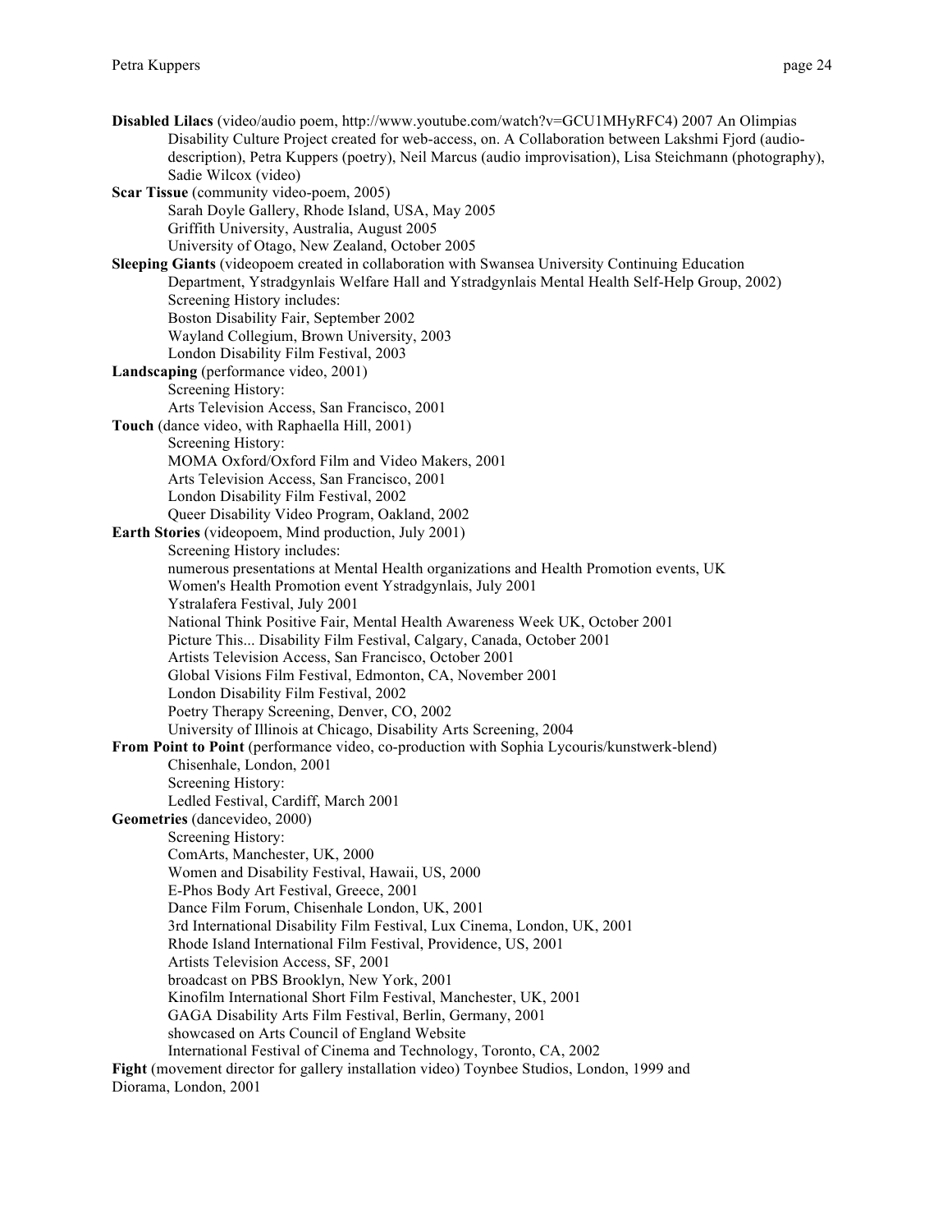**Disabled Lilacs** (video/audio poem, http://www.youtube.com/watch?v=GCU1MHyRFC4) 2007 An Olimpias Disability Culture Project created for web-access, on. A Collaboration between Lakshmi Fjord (audio-description), Petra Kuppers (poetry), Neil Marcus (audio improvisation), Lisa Steichmann (photography), Sadie Wilcox (video)

**Scar Tissue** (community video-poem, 2005)
- Sarah Doyle Gallery, Rhode Island, USA, May 2005
- Griffith University, Australia, August 2005
- University of Otago, New Zealand, October 2005

**Sleeping Giants** (videopoem created in collaboration with Swansea University Continuing Education Department, Ystradgynlais Welfare Hall and Ystradgynlais Mental Health Self-Help Group, 2002)
- Screening History includes:
- Boston Disability Fair, September 2002
- Wayland Collegium, Brown University, 2003
- London Disability Film Festival, 2003

**Landscaping** (performance video, 2001)
- Screening History:
- Arts Television Access, San Francisco, 2001

**Touch** (dance video, with Raphaella Hill, 2001)
- Screening History:
- MOMA Oxford/Oxford Film and Video Makers, 2001
- Arts Television Access, San Francisco, 2001
- London Disability Film Festival, 2002
- Queer Disability Video Program, Oakland, 2002

**Earth Stories** (videopoem, Mind production, July 2001)
- Screening History includes:
- numerous presentations at Mental Health organizations and Health Promotion events, UK
- Women's Health Promotion event Ystradgynlais, July 2001
- Ystralafera Festival, July 2001
- National Think Positive Fair, Mental Health Awareness Week UK, October 2001
- Picture This... Disability Film Festival, Calgary, Canada, October 2001
- Artists Television Access, San Francisco, October 2001
- Global Visions Film Festival, Edmonton, CA, November 2001
- London Disability Film Festival, 2002
- Poetry Therapy Screening, Denver, CO, 2002
- University of Illinois at Chicago, Disability Arts Screening, 2004

**From Point to Point** (performance video, co-production with Sophia Lycouris/kunstwerk-blend)
- Chisenhale, London, 2001
- Screening History:
- Ledled Festival, Cardiff, March 2001

**Geometries** (dancevideo, 2000)
- Screening History:
- ComArts, Manchester, UK, 2000
- Women and Disability Festival, Hawaii, US, 2000
- E-Phos Body Art Festival, Greece, 2001
- Dance Film Forum, Chisenhale London, UK, 2001
- 3rd International Disability Film Festival, Lux Cinema, London, UK, 2001
- Rhode Island International Film Festival, Providence, US, 2001
- Artists Television Access, SF, 2001
- broadcast on PBS Brooklyn, New York, 2001
- Kinofilm International Short Film Festival, Manchester, UK, 2001
- GAGA Disability Arts Film Festival, Berlin, Germany, 2001
- showcased on Arts Council of England Website
- International Festival of Cinema and Technology, Toronto, CA, 2002

**Fight** (movement director for gallery installation video) Toynbee Studios, London, 1999 and Diorama, London, 2001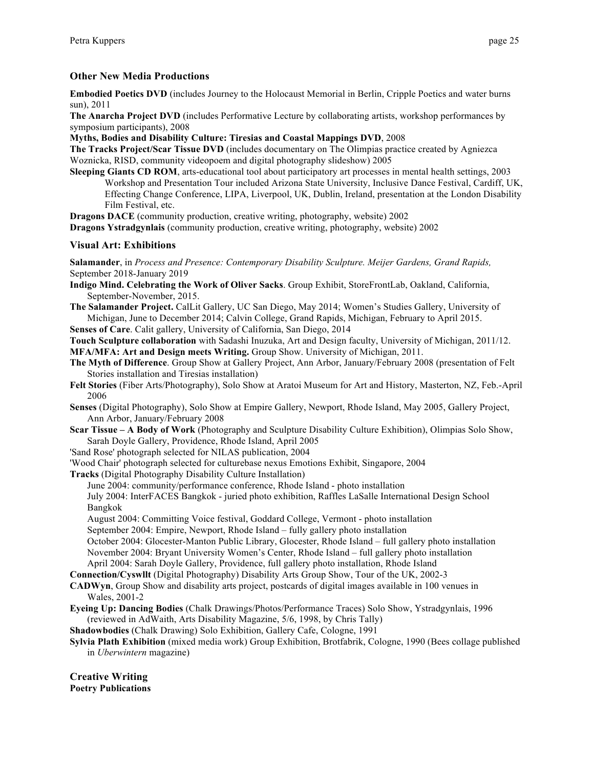### Other New Media Productions

**Embodied Poetics DVD** (includes Journey to the Holocaust Memorial in Berlin, Cripple Poetics and water burns sun), 2011

**The Anarcha Project DVD** (includes Performative Lecture by collaborating artists, workshop performances by symposium participants), 2008

**Myths, Bodies and Disability Culture: Tiresias and Coastal Mappings DVD**, 2008

**The Tracks Project/Scar Tissue DVD** (includes documentary on The Olimpias practice created by Agniezca Woznicka, RISD, community videopoem and digital photography slideshow) 2005

**Sleeping Giants CD ROM**, arts-educational tool about participatory art processes in mental health settings, 2003
Workshop and Presentation Tour included Arizona State University, Inclusive Dance Festival, Cardiff, UK, Effecting Change Conference, LIPA, Liverpool, UK, Dublin, Ireland, presentation at the London Disability Film Festival, etc.

**Dragons DACE** (community production, creative writing, photography, website) 2002

**Dragons Ystradgynlais** (community production, creative writing, photography, website) 2002

### Visual Art: Exhibitions

**Salamander**, in *Process and Presence: Contemporary Disability Sculpture. Meijer Gardens, Grand Rapids,* September 2018-January 2019

**Indigo Mind. Celebrating the Work of Oliver Sacks**. Group Exhibit, StoreFrontLab, Oakland, California, September-November, 2015.

**The Salamander Project.** CalLit Gallery, UC San Diego, May 2014; Women's Studies Gallery, University of Michigan, June to December 2014; Calvin College, Grand Rapids, Michigan, February to April 2015.

**Senses of Care**. Calit gallery, University of California, San Diego, 2014

**Touch Sculpture collaboration** with Sadashi Inuzuka, Art and Design faculty, University of Michigan, 2011/12.

**MFA/MFA: Art and Design meets Writing.** Group Show. University of Michigan, 2011.

**The Myth of Difference**. Group Show at Gallery Project, Ann Arbor, January/February 2008 (presentation of Felt Stories installation and Tiresias installation)

**Felt Stories** (Fiber Arts/Photography), Solo Show at Aratoi Museum for Art and History, Masterton, NZ, Feb.-April 2006

**Senses** (Digital Photography), Solo Show at Empire Gallery, Newport, Rhode Island, May 2005, Gallery Project, Ann Arbor, January/February 2008

**Scar Tissue – A Body of Work** (Photography and Sculpture Disability Culture Exhibition), Olimpias Solo Show, Sarah Doyle Gallery, Providence, Rhode Island, April 2005

'Sand Rose' photograph selected for NILAS publication, 2004

'Wood Chair' photograph selected for culturebase nexus Emotions Exhibit, Singapore, 2004

**Tracks** (Digital Photography Disability Culture Installation)
June 2004: community/performance conference, Rhode Island - photo installation
July 2004: InterFACES Bangkok - juried photo exhibition, Raffles LaSalle International Design School Bangkok
August 2004: Committing Voice festival, Goddard College, Vermont - photo installation
September 2004: Empire, Newport, Rhode Island – fully gallery photo installation
October 2004: Glocester-Manton Public Library, Glocester, Rhode Island – full gallery photo installation
November 2004: Bryant University Women's Center, Rhode Island – full gallery photo installation
April 2004: Sarah Doyle Gallery, Providence, full gallery photo installation, Rhode Island

**Connection/Cyswllt** (Digital Photography) Disability Arts Group Show, Tour of the UK, 2002-3

**CADWyn**, Group Show and disability arts project, postcards of digital images available in 100 venues in Wales, 2001-2

**Eyeing Up: Dancing Bodies** (Chalk Drawings/Photos/Performance Traces) Solo Show, Ystradgynlais, 1996 (reviewed in AdWaith, Arts Disability Magazine, 5/6, 1998, by Chris Tally)

**Shadowbodies** (Chalk Drawing) Solo Exhibition, Gallery Cafe, Cologne, 1991

**Sylvia Plath Exhibition** (mixed media work) Group Exhibition, Brotfabrik, Cologne, 1990 (Bees collage published in *Uberwintern* magazine)

## Creative Writing

**Poetry Publications**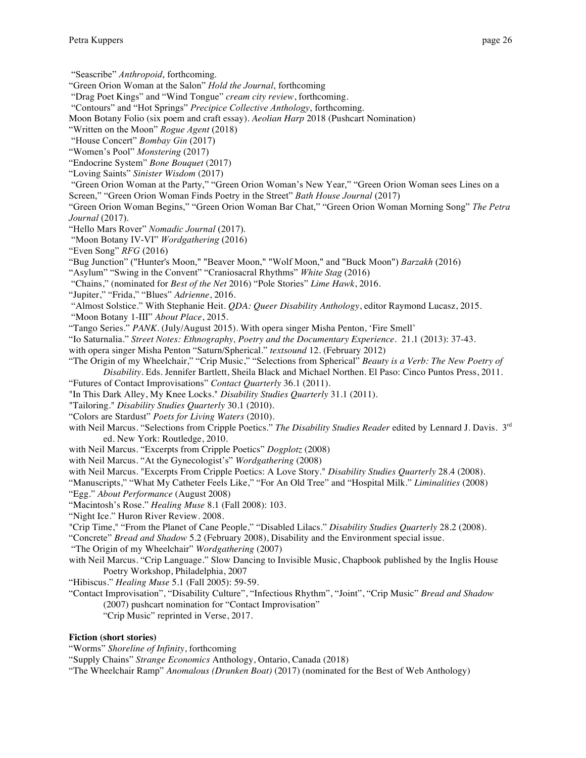"Seascribe" *Anthropoid*, forthcoming.
"Green Orion Woman at the Salon" *Hold the Journal*, forthcoming
"Drag Poet Kings" and "Wind Tongue" *cream city review*, forthcoming.
"Contours" and "Hot Springs" *Precipice Collective Anthology*, forthcoming.
Moon Botany Folio (six poem and craft essay). *Aeolian Harp* 2018 (Pushcart Nomination)
"Written on the Moon" *Rogue Agent* (2018)
"House Concert" *Bombay Gin* (2017)
"Women's Pool" *Monstering* (2017)
"Endocrine System" *Bone Bouquet* (2017)
"Loving Saints" *Sinister Wisdom* (2017)
"Green Orion Woman at the Party," "Green Orion Woman's New Year," "Green Orion Woman sees Lines on a Screen," "Green Orion Woman Finds Poetry in the Street" *Bath House Journal* (2017)
"Green Orion Woman Begins," "Green Orion Woman Bar Chat," "Green Orion Woman Morning Song" *The Petra Journal* (2017).
"Hello Mars Rover" *Nomadic Journal* (2017).
"Moon Botany IV-VI" *Wordgathering* (2016)
"Even Song" *RFG* (2016)
"Bug Junction" ("Hunter's Moon," "Beaver Moon," "Wolf Moon," and "Buck Moon") *Barzakh* (2016)
"Asylum" "Swing in the Convent" "Craniosacral Rhythms" *White Stag* (2016)
"Chains," (nominated for *Best of the Net* 2016) "Pole Stories" *Lime Hawk*, 2016.
"Jupiter," "Frida," "Blues" *Adrienne*, 2016.
"Almost Solstice." With Stephanie Heit. *QDA: Queer Disability Anthology*, editor Raymond Lucasz, 2015.
"Moon Botany 1-III" *About Place*, 2015.
"Tango Series." *PANK*. (July/August 2015). With opera singer Misha Penton, 'Fire Smell'
"Io Saturnalia." *Street Notes: Ethnography, Poetry and the Documentary Experience*. 21.1 (2013): 37-43.
with opera singer Misha Penton "Saturn/Spherical." *textsound* 12. (February 2012)
"The Origin of my Wheelchair," "Crip Music," "Selections from Spherical" *Beauty is a Verb: The New Poetry of Disability*. Eds. Jennifer Bartlett, Sheila Black and Michael Northen. El Paso: Cinco Puntos Press, 2011.
"Futures of Contact Improvisations" *Contact Quarterly* 36.1 (2011).
"In This Dark Alley, My Knee Locks." *Disability Studies Quarterly* 31.1 (2011).
"Tailoring." *Disability Studies Quarterly* 30.1 (2010).
"Colors are Stardust" *Poets for Living Waters* (2010).
with Neil Marcus. "Selections from Cripple Poetics." *The Disability Studies Reader* edited by Lennard J. Davis. 3rd ed. New York: Routledge, 2010.
with Neil Marcus. "Excerpts from Cripple Poetics" *Dogplotz* (2008)
with Neil Marcus. "At the Gynecologist's" *Wordgathering* (2008)
with Neil Marcus. "Excerpts From Cripple Poetics: A Love Story." *Disability Studies Quarterly* 28.4 (2008).
"Manuscripts," "What My Catheter Feels Like," "For An Old Tree" and "Hospital Milk." *Liminalities* (2008)
"Egg." *About Performance* (August 2008)
"Macintosh's Rose." *Healing Muse* 8.1 (Fall 2008): 103.
"Night Ice." Huron River Review. 2008.
"Crip Time," "From the Planet of Cane People," "Disabled Lilacs." *Disability Studies Quarterly* 28.2 (2008).
"Concrete" *Bread and Shadow* 5.2 (February 2008), Disability and the Environment special issue.
"The Origin of my Wheelchair" *Wordgathering* (2007)
with Neil Marcus. "Crip Language." Slow Dancing to Invisible Music, Chapbook published by the Inglis House Poetry Workshop, Philadelphia, 2007
"Hibiscus." *Healing Muse* 5.1 (Fall 2005): 59-59.
"Contact Improvisation", "Disability Culture", "Infectious Rhythm", "Joint", "Crip Music" *Bread and Shadow* (2007) pushcart nomination for "Contact Improvisation"
"Crip Music" reprinted in Verse, 2017.

**Fiction (short stories)**

"Worms" *Shoreline of Infinity*, forthcoming
"Supply Chains" *Strange Economics* Anthology, Ontario, Canada (2018)
"The Wheelchair Ramp" *Anomalous (Drunken Boat)* (2017) (nominated for the Best of Web Anthology)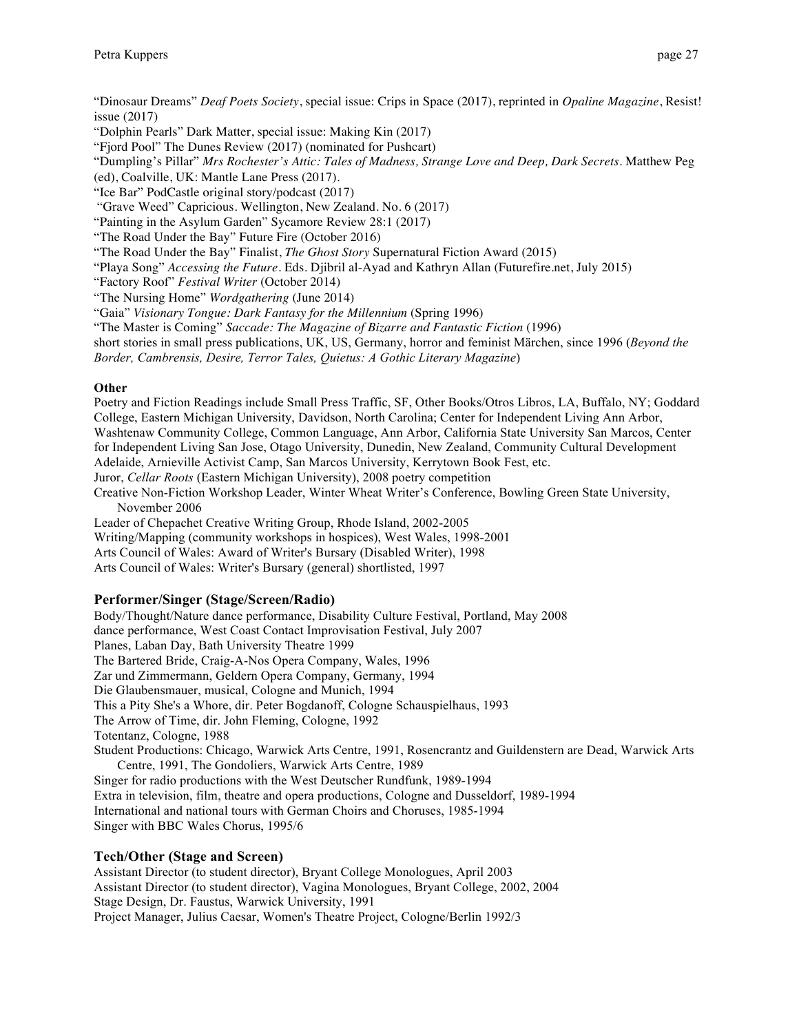“Dinosaur Dreams” *Deaf Poets Society*, special issue: Crips in Space (2017), reprinted in *Opaline Magazine*, Resist! issue (2017)
“Dolphin Pearls” Dark Matter, special issue: Making Kin (2017)
“Fjord Pool” The Dunes Review (2017) (nominated for Pushcart)
“Dumpling’s Pillar” *Mrs Rochester’s Attic: Tales of Madness, Strange Love and Deep, Dark Secrets*. Matthew Peg (ed), Coalville, UK: Mantle Lane Press (2017).
“Ice Bar” PodCastle original story/podcast (2017)
“Grave Weed” Capricious. Wellington, New Zealand. No. 6 (2017)
“Painting in the Asylum Garden” Sycamore Review 28:1 (2017)
“The Road Under the Bay” Future Fire (October 2016)
“The Road Under the Bay” Finalist, *The Ghost Story* Supernatural Fiction Award (2015)
“Playa Song” *Accessing the Future*. Eds. Djibril al-Ayad and Kathryn Allan (Futurefire.net, July 2015)
“Factory Roof” *Festival Writer* (October 2014)
“The Nursing Home” *Wordgathering* (June 2014)
“Gaia” *Visionary Tongue: Dark Fantasy for the Millennium* (Spring 1996)
“The Master is Coming” *Saccade: The Magazine of Bizarre and Fantastic Fiction* (1996)
short stories in small press publications, UK, US, Germany, horror and feminist Märchen, since 1996 (*Beyond the Border, Cambrensis, Desire, Terror Tales, Quietus: A Gothic Literary Magazine*)

**Other**

Poetry and Fiction Readings include Small Press Traffic, SF, Other Books/Otros Libros, LA, Buffalo, NY; Goddard College, Eastern Michigan University, Davidson, North Carolina; Center for Independent Living Ann Arbor, Washtenaw Community College, Common Language, Ann Arbor, California State University San Marcos, Center for Independent Living San Jose, Otago University, Dunedin, New Zealand, Community Cultural Development Adelaide, Arnieville Activist Camp, San Marcos University, Kerrytown Book Fest, etc.
Juror, *Cellar Roots* (Eastern Michigan University), 2008 poetry competition
Creative Non-Fiction Workshop Leader, Winter Wheat Writer’s Conference, Bowling Green State University, November 2006
Leader of Chepachet Creative Writing Group, Rhode Island, 2002-2005
Writing/Mapping (community workshops in hospices), West Wales, 1998-2001
Arts Council of Wales: Award of Writer's Bursary (Disabled Writer), 1998
Arts Council of Wales: Writer's Bursary (general) shortlisted, 1997

## Performer/Singer (Stage/Screen/Radio)

Body/Thought/Nature dance performance, Disability Culture Festival, Portland, May 2008
dance performance, West Coast Contact Improvisation Festival, July 2007
Planes, Laban Day, Bath University Theatre 1999
The Bartered Bride, Craig-A-Nos Opera Company, Wales, 1996
Zar und Zimmermann, Geldern Opera Company, Germany, 1994
Die Glaubensmauer, musical, Cologne and Munich, 1994
This a Pity She's a Whore, dir. Peter Bogdanoff, Cologne Schauspielhaus, 1993
The Arrow of Time, dir. John Fleming, Cologne, 1992
Totentanz, Cologne, 1988
Student Productions: Chicago, Warwick Arts Centre, 1991, Rosencrantz and Guildenstern are Dead, Warwick Arts Centre, 1991, The Gondoliers, Warwick Arts Centre, 1989
Singer for radio productions with the West Deutscher Rundfunk, 1989-1994
Extra in television, film, theatre and opera productions, Cologne and Dusseldorf, 1989-1994
International and national tours with German Choirs and Choruses, 1985-1994
Singer with BBC Wales Chorus, 1995/6

## Tech/Other (Stage and Screen)

Assistant Director (to student director), Bryant College Monologues, April 2003
Assistant Director (to student director), Vagina Monologues, Bryant College, 2002, 2004
Stage Design, Dr. Faustus, Warwick University, 1991
Project Manager, Julius Caesar, Women's Theatre Project, Cologne/Berlin 1992/3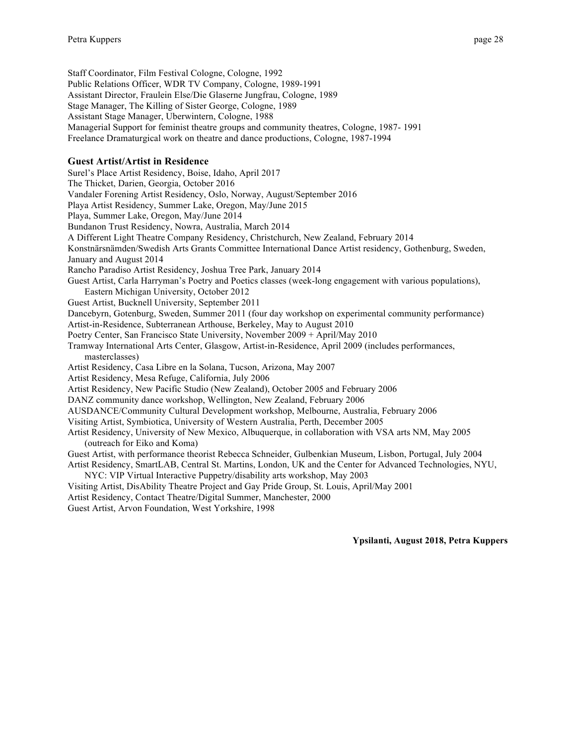Staff Coordinator, Film Festival Cologne, Cologne, 1992
Public Relations Officer, WDR TV Company, Cologne, 1989-1991
Assistant Director, Fraulein Else/Die Glaserne Jungfrau, Cologne, 1989
Stage Manager, The Killing of Sister George, Cologne, 1989
Assistant Stage Manager, Uberwintern, Cologne, 1988
Managerial Support for feminist theatre groups and community theatres, Cologne, 1987- 1991
Freelance Dramaturgical work on theatre and dance productions, Cologne, 1987-1994

## Guest Artist/Artist in Residence

Surel's Place Artist Residency, Boise, Idaho, April 2017
The Thicket, Darien, Georgia, October 2016
Vandaler Forening Artist Residency, Oslo, Norway, August/September 2016
Playa Artist Residency, Summer Lake, Oregon, May/June 2015
Playa, Summer Lake, Oregon, May/June 2014
Bundanon Trust Residency, Nowra, Australia, March 2014
A Different Light Theatre Company Residency, Christchurch, New Zealand, February 2014
Konstnärsnämden/Swedish Arts Grants Committee International Dance Artist residency, Gothenburg, Sweden, January and August 2014
Rancho Paradiso Artist Residency, Joshua Tree Park, January 2014
Guest Artist, Carla Harryman's Poetry and Poetics classes (week-long engagement with various populations), Eastern Michigan University, October 2012
Guest Artist, Bucknell University, September 2011
Dancebyrn, Gotenburg, Sweden, Summer 2011 (four day workshop on experimental community performance)
Artist-in-Residence, Subterranean Arthouse, Berkeley, May to August 2010
Poetry Center, San Francisco State University, November 2009 + April/May 2010
Tramway International Arts Center, Glasgow, Artist-in-Residence, April 2009 (includes performances, masterclasses)
Artist Residency, Casa Libre en la Solana, Tucson, Arizona, May 2007
Artist Residency, Mesa Refuge, California, July 2006
Artist Residency, New Pacific Studio (New Zealand), October 2005 and February 2006
DANZ community dance workshop, Wellington, New Zealand, February 2006
AUSDANCE/Community Cultural Development workshop, Melbourne, Australia, February 2006
Visiting Artist, Symbiotica, University of Western Australia, Perth, December 2005
Artist Residency, University of New Mexico, Albuquerque, in collaboration with VSA arts NM, May 2005 (outreach for Eiko and Koma)
Guest Artist, with performance theorist Rebecca Schneider, Gulbenkian Museum, Lisbon, Portugal, July 2004
Artist Residency, SmartLAB, Central St. Martins, London, UK and the Center for Advanced Technologies, NYU, NYC: VIP Virtual Interactive Puppetry/disability arts workshop, May 2003
Visiting Artist, DisAbility Theatre Project and Gay Pride Group, St. Louis, April/May 2001
Artist Residency, Contact Theatre/Digital Summer, Manchester, 2000
Guest Artist, Arvon Foundation, West Yorkshire, 1998

**Ypsilanti, August 2018, Petra Kuppers**